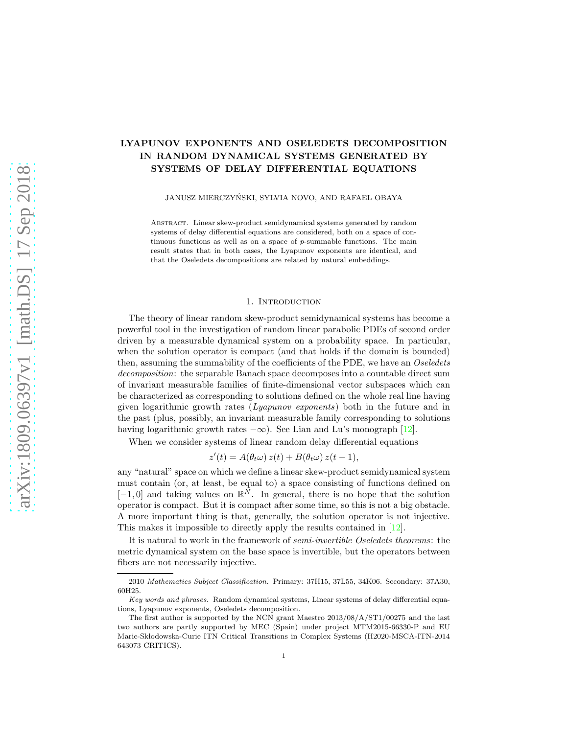# LYAPUNOV EXPONENTS AND OSELEDETS DECOMPOSITION IN RANDOM DYNAMICAL SYSTEMS GENERATED BY SYSTEMS OF DELAY DIFFERENTIAL EQUATIONS

JANUSZ MIERCZYŃSKI, SYLVIA NOVO, AND RAFAEL OBAYA

Abstract. Linear skew-product semidynamical systems generated by random systems of delay differential equations are considered, both on a space of continuous functions as well as on a space of $p$-summable functions. The main result states that in both cases, the Lyapunov exponents are identical, and that the Oseledets decompositions are related by natural embeddings.

## 1. Introduction

The theory of linear random skew-product semidynamical systems has become a powerful tool in the investigation of random linear parabolic PDEs of second order driven by a measurable dynamical system on a probability space. In particular, when the solution operator is compact (and that holds if the domain is bounded) then, assuming the summability of the coefficients of the PDE, we have an *Oseledets decomposition*: the separable Banach space decomposes into a countable direct sum of invariant measurable families of finite-dimensional vector subspaces which can be characterized as corresponding to solutions defined on the whole real line having given logarithmic growth rates (*Lyapunov exponents*) both in the future and in the past (plus, possibly, an invariant measurable family corresponding to solutions having logarithmic growth rates $-\infty$). See Lian and Lu's monograph [12].

When we consider systems of linear random delay differential equations

$$z'(t) = A(\theta_t\omega)\, z(t) + B(\theta_t\omega)\, z(t-1),$$

any "natural" space on which we define a linear skew-product semidynamical system must contain (or, at least, be equal to) a space consisting of functions defined on $[-1, 0]$ and taking values on $\mathbb{R}^N$. In general, there is no hope that the solution operator is compact. But it is compact after some time, so this is not a big obstacle. A more important thing is that, generally, the solution operator is not injective. This makes it impossible to directly apply the results contained in [12].

It is natural to work in the framework of *semi-invertible Oseledets theorems*: the metric dynamical system on the base space is invertible, but the operators between fibers are not necessarily injective.

---

2010 *Mathematics Subject Classification.* Primary: 37H15, 37L55, 34K06. Secondary: 37A30, 60H25.

*Key words and phrases.* Random dynamical systems, Linear systems of delay differential equations, Lyapunov exponents, Oseledets decomposition.

The first author is supported by the NCN grant Maestro 2013/08/A/ST1/00275 and the last two authors are partly supported by MEC (Spain) under project MTM2015-66330-P and EU Marie-Skłodowska-Curie ITN Critical Transitions in Complex Systems (H2020-MSCA-ITN-2014 643073 CRITICS).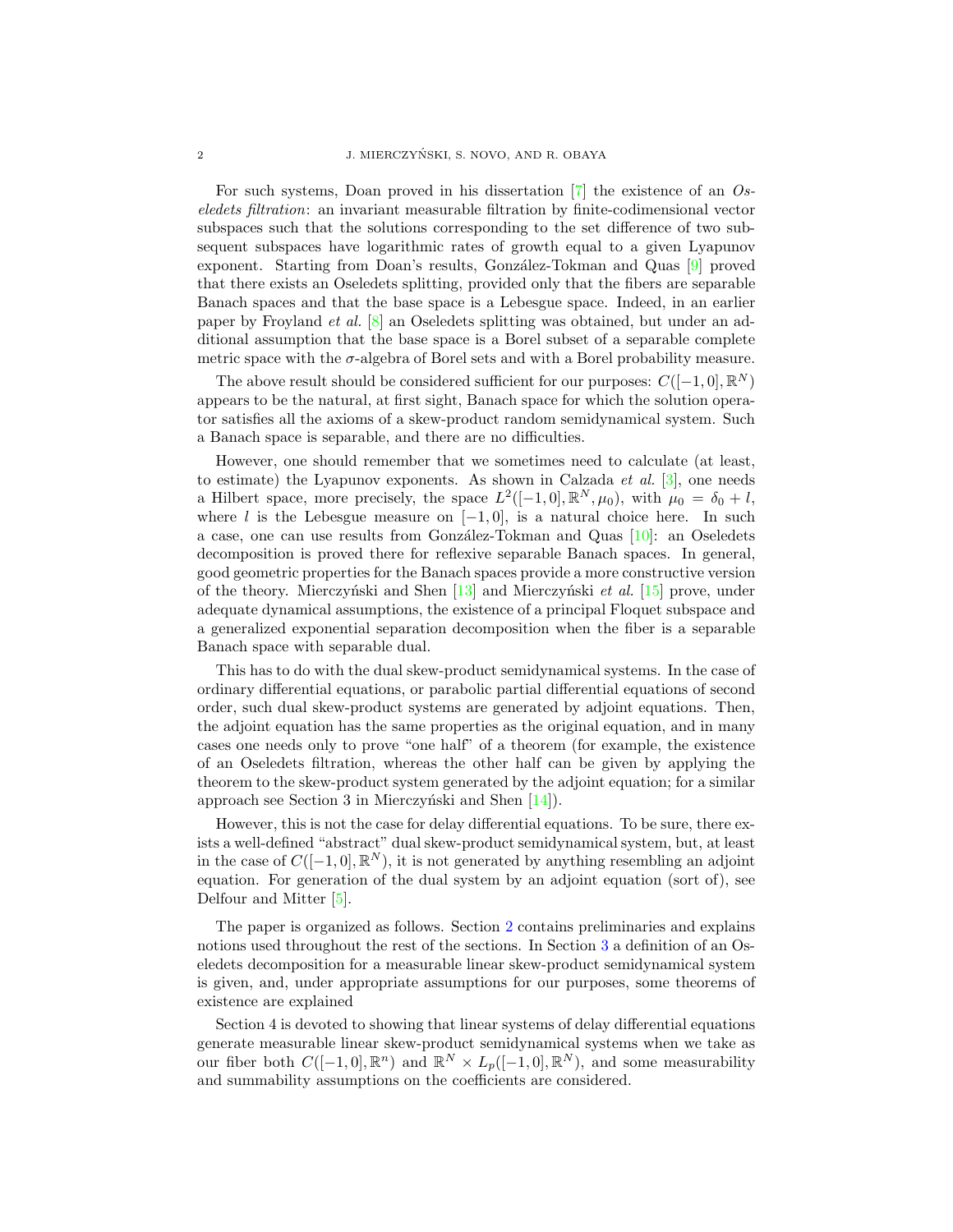For such systems, Doan proved in his dissertation [7] the existence of an *Oseledets filtration*: an invariant measurable filtration by finite-codimensional vector subspaces such that the solutions corresponding to the set difference of two subsequent subspaces have logarithmic rates of growth equal to a given Lyapunov exponent. Starting from Doan's results, González-Tokman and Quas [9] proved that there exists an Oseledets splitting, provided only that the fibers are separable Banach spaces and that the base space is a Lebesgue space. Indeed, in an earlier paper by Froyland *et al.* [8] an Oseledets splitting was obtained, but under an additional assumption that the base space is a Borel subset of a separable complete metric space with the $\sigma$-algebra of Borel sets and with a Borel probability measure.

The above result should be considered sufficient for our purposes: $C([-1,0],\mathbb{R}^N)$ appears to be the natural, at first sight, Banach space for which the solution operator satisfies all the axioms of a skew-product random semidynamical system. Such a Banach space is separable, and there are no difficulties.

However, one should remember that we sometimes need to calculate (at least, to estimate) the Lyapunov exponents. As shown in Calzada *et al.* [3], one needs a Hilbert space, more precisely, the space $L^2([-1,0],\mathbb{R}^N,\mu_0)$, with $\mu_0 = \delta_0 + l$, where $l$ is the Lebesgue measure on $[-1,0]$, is a natural choice here. In such a case, one can use results from González-Tokman and Quas [10]: an Oseledets decomposition is proved there for reflexive separable Banach spaces. In general, good geometric properties for the Banach spaces provide a more constructive version of the theory. Mierczyński and Shen [13] and Mierczyński *et al.* [15] prove, under adequate dynamical assumptions, the existence of a principal Floquet subspace and a generalized exponential separation decomposition when the fiber is a separable Banach space with separable dual.

This has to do with the dual skew-product semidynamical systems. In the case of ordinary differential equations, or parabolic partial differential equations of second order, such dual skew-product systems are generated by adjoint equations. Then, the adjoint equation has the same properties as the original equation, and in many cases one needs only to prove "one half" of a theorem (for example, the existence of an Oseledets filtration, whereas the other half can be given by applying the theorem to the skew-product system generated by the adjoint equation; for a similar approach see Section 3 in Mierczyński and Shen [14]).

However, this is not the case for delay differential equations. To be sure, there exists a well-defined "abstract" dual skew-product semidynamical system, but, at least in the case of $C([-1,0],\mathbb{R}^N)$, it is not generated by anything resembling an adjoint equation. For generation of the dual system by an adjoint equation (sort of), see Delfour and Mitter [5].

The paper is organized as follows. Section 2 contains preliminaries and explains notions used throughout the rest of the sections. In Section 3 a definition of an Oseledets decomposition for a measurable linear skew-product semidynamical system is given, and, under appropriate assumptions for our purposes, some theorems of existence are explained

Section 4 is devoted to showing that linear systems of delay differential equations generate measurable linear skew-product semidynamical systems when we take as our fiber both $C([-1,0],\mathbb{R}^n)$ and $\mathbb{R}^N \times L_p([-1,0],\mathbb{R}^N)$, and some measurability and summability assumptions on the coefficients are considered.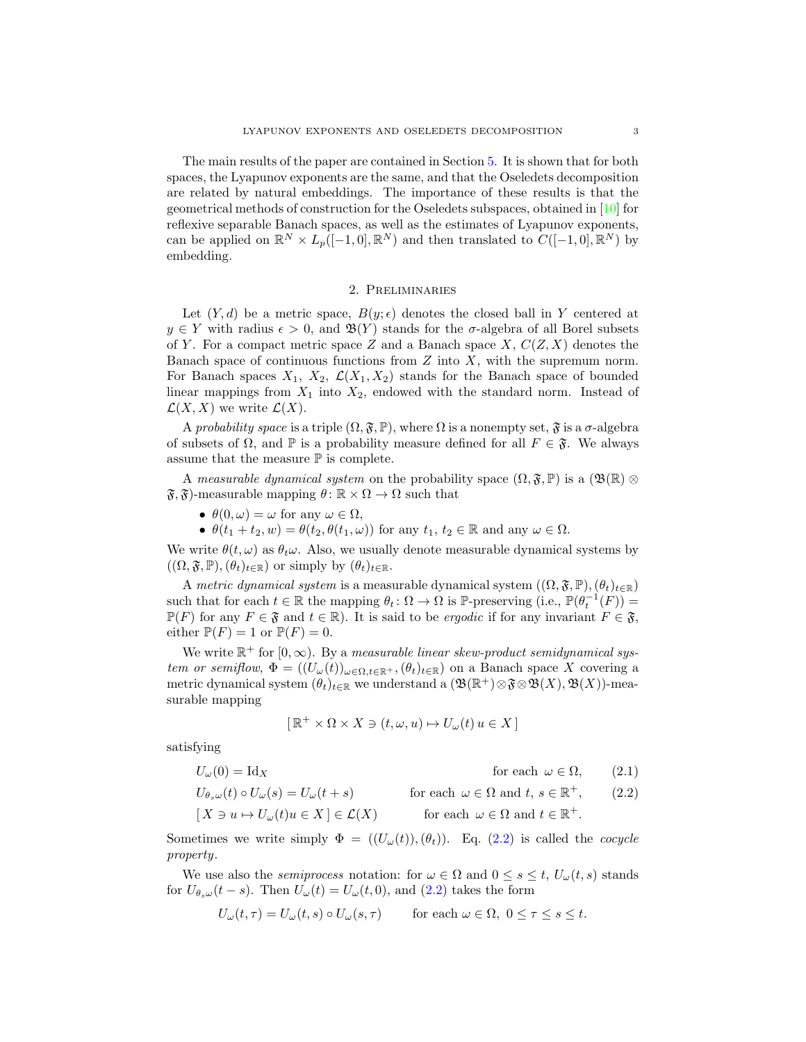The main results of the paper are contained in Section 5. It is shown that for both spaces, the Lyapunov exponents are the same, and that the Oseledets decomposition are related by natural embeddings. The importance of these results is that the geometrical methods of construction for the Oseledets subspaces, obtained in [10] for reflexive separable Banach spaces, as well as the estimates of Lyapunov exponents, can be applied on $\mathbb{R}^N \times L_p([-1,0],\mathbb{R}^N)$ and then translated to $C([-1,0],\mathbb{R}^N)$ by embedding.

## 2. Preliminaries

Let $(Y,d)$ be a metric space, $B(y;\epsilon)$ denotes the closed ball in $Y$ centered at $y \in Y$ with radius $\epsilon > 0$, and $\mathfrak{B}(Y)$ stands for the $\sigma$-algebra of all Borel subsets of $Y$. For a compact metric space $Z$ and a Banach space $X$, $C(Z,X)$ denotes the Banach space of continuous functions from $Z$ into $X$, with the supremum norm. For Banach spaces $X_1$, $X_2$, $\mathcal{L}(X_1,X_2)$ stands for the Banach space of bounded linear mappings from $X_1$ into $X_2$, endowed with the standard norm. Instead of $\mathcal{L}(X,X)$ we write $\mathcal{L}(X)$.

A *probability space* is a triple $(\Omega,\mathfrak{F},\mathbb{P})$, where $\Omega$ is a nonempty set, $\mathfrak{F}$ is a $\sigma$-algebra of subsets of $\Omega$, and $\mathbb{P}$ is a probability measure defined for all $F \in \mathfrak{F}$. We always assume that the measure $\mathbb{P}$ is complete.

A *measurable dynamical system* on the probability space $(\Omega,\mathfrak{F},\mathbb{P})$ is a $(\mathfrak{B}(\mathbb{R}) \otimes \mathfrak{F},\mathfrak{F})$-measurable mapping $\theta\colon \mathbb{R} \times \Omega \to \Omega$ such that

- $\theta(0,\omega) = \omega$ for any $\omega \in \Omega$,
- $\theta(t_1 + t_2, w) = \theta(t_2, \theta(t_1,\omega))$ for any $t_1$, $t_2 \in \mathbb{R}$ and any $\omega \in \Omega$.

We write $\theta(t,\omega)$ as $\theta_t\omega$. Also, we usually denote measurable dynamical systems by $((\Omega,\mathfrak{F},\mathbb{P}),(\theta_t)_{t\in\mathbb{R}})$ or simply by $(\theta_t)_{t\in\mathbb{R}}$.

A *metric dynamical system* is a measurable dynamical system $((\Omega,\mathfrak{F},\mathbb{P}),(\theta_t)_{t\in\mathbb{R}})$ such that for each $t \in \mathbb{R}$ the mapping $\theta_t\colon \Omega \to \Omega$ is $\mathbb{P}$-preserving (i.e., $\mathbb{P}(\theta_t^{-1}(F)) = \mathbb{P}(F)$ for any $F \in \mathfrak{F}$ and $t \in \mathbb{R}$). It is said to be *ergodic* if for any invariant $F \in \mathfrak{F}$, either $\mathbb{P}(F) = 1$ or $\mathbb{P}(F) = 0$.

We write $\mathbb{R}^+$ for $[0,\infty)$. By a *measurable linear skew-product semidynamical system or semiflow*, $\Phi = ((U_\omega(t))_{\omega\in\Omega,t\in\mathbb{R}^+},(\theta_t)_{t\in\mathbb{R}})$ on a Banach space $X$ covering a metric dynamical system $(\theta_t)_{t\in\mathbb{R}}$ we understand a $(\mathfrak{B}(\mathbb{R}^+)\otimes\mathfrak{F}\otimes\mathfrak{B}(X),\mathfrak{B}(X))$-measurable mapping

$$[\,\mathbb{R}^+ \times \Omega \times X \ni (t,\omega,u) \mapsto U_\omega(t)\,u \in X\,]$$

satisfying

$$U_\omega(0) = \mathrm{Id}_X \qquad \text{for each } \omega \in \Omega, \tag{2.1}$$

$$U_{\theta_s\omega}(t) \circ U_\omega(s) = U_\omega(t+s) \qquad \text{for each } \omega \in \Omega \text{ and } t,\ s \in \mathbb{R}^+, \tag{2.2}$$

$$[\,X \ni u \mapsto U_\omega(t)u \in X\,] \in \mathcal{L}(X) \qquad \text{for each } \omega \in \Omega \text{ and } t \in \mathbb{R}^+.$$

Sometimes we write simply $\Phi = ((U_\omega(t)),(\theta_t))$. Eq. (2.2) is called the *cocycle property*.

We use also the *semiprocess* notation: for $\omega \in \Omega$ and $0 \le s \le t$, $U_\omega(t,s)$ stands for $U_{\theta_s\omega}(t-s)$. Then $U_\omega(t) = U_\omega(t,0)$, and (2.2) takes the form

$$U_\omega(t,\tau) = U_\omega(t,s) \circ U_\omega(s,\tau) \qquad \text{for each } \omega \in \Omega,\ 0 \le \tau \le s \le t.$$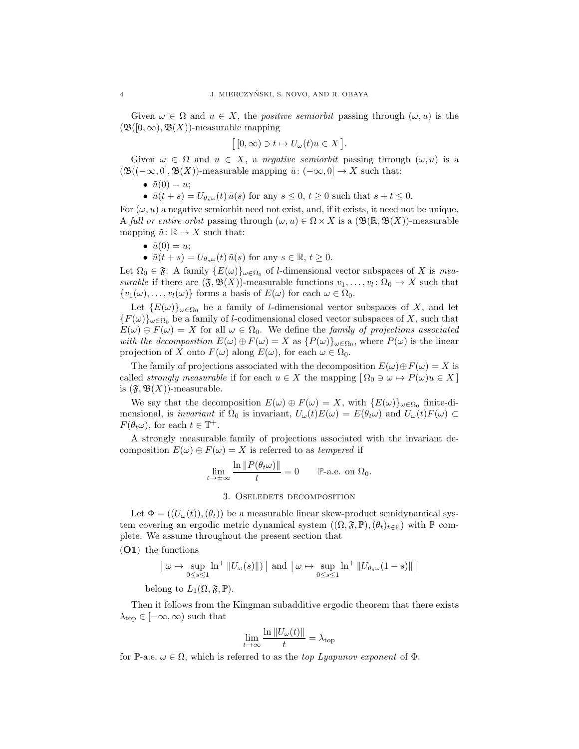Given $\omega \in \Omega$ and $u \in X$, the *positive semiorbit* passing through $(\omega, u)$ is the $(\mathfrak{B}([0,\infty), \mathfrak{B}(X))$-measurable mapping

$$\bigl[\, [0, \infty) \ni t \mapsto U_\omega(t)u \in X \,\bigr].$$

Given $\omega \in \Omega$ and $u \in X$, a *negative semiorbit* passing through $(\omega, u)$ is a $(\mathfrak{B}((-\infty, 0], \mathfrak{B}(X))$-measurable mapping $\tilde{u} \colon (-\infty, 0] \to X$ such that:

- $\tilde{u}(0) = u$;
- $\tilde{u}(t+s) = U_{\theta_s\omega}(t)\, \tilde{u}(s)$ for any $s \le 0$, $t \ge 0$ such that $s + t \le 0$.

For $(\omega, u)$ a negative semiorbit need not exist, and, if it exists, it need not be unique. A *full or entire orbit* passing through $(\omega, u) \in \Omega \times X$ is a $(\mathfrak{B}(\mathbb{R}, \mathfrak{B}(X))$-measurable mapping $\tilde{u} \colon \mathbb{R} \to X$ such that:

- $\tilde{u}(0) = u$;
- $\tilde{u}(t+s) = U_{\theta_s\omega}(t)\, \tilde{u}(s)$ for any $s \in \mathbb{R}$, $t \ge 0$.

Let $\Omega_0 \in \mathfrak{F}$. A family $\{E(\omega)\}_{\omega \in \Omega_0}$ of $l$-dimensional vector subspaces of $X$ is *measurable* if there are $(\mathfrak{F}, \mathfrak{B}(X))$-measurable functions $v_1, \ldots, v_l \colon \Omega_0 \to X$ such that $\{v_1(\omega), \ldots, v_l(\omega)\}$ forms a basis of $E(\omega)$ for each $\omega \in \Omega_0$.

Let $\{E(\omega)\}_{\omega \in \Omega_0}$ be a family of $l$-dimensional vector subspaces of $X$, and let $\{F(\omega)\}_{\omega \in \Omega_0}$ be a family of $l$-codimensional closed vector subspaces of $X$, such that $E(\omega) \oplus F(\omega) = X$ for all $\omega \in \Omega_0$. We define the *family of projections associated with the decomposition* $E(\omega) \oplus F(\omega) = X$ as $\{P(\omega)\}_{\omega \in \Omega_0}$, where $P(\omega)$ is the linear projection of $X$ onto $F(\omega)$ along $E(\omega)$, for each $\omega \in \Omega_0$.

The family of projections associated with the decomposition $E(\omega) \oplus F(\omega) = X$ is called *strongly measurable* if for each $u \in X$ the mapping $[\, \Omega_0 \ni \omega \mapsto P(\omega)u \in X \,]$ is $(\mathfrak{F}, \mathfrak{B}(X))$-measurable.

We say that the decomposition $E(\omega) \oplus F(\omega) = X$, with $\{E(\omega)\}_{\omega \in \Omega_0}$ finite-dimensional, is *invariant* if $\Omega_0$ is invariant, $U_\omega(t)E(\omega) = E(\theta_t\omega)$ and $U_\omega(t)F(\omega) \subset F(\theta_t\omega)$, for each $t \in \mathbb{T}^+$.

A strongly measurable family of projections associated with the invariant decomposition $E(\omega) \oplus F(\omega) = X$ is referred to as *tempered* if

$$\lim_{t \to \pm\infty} \frac{\ln \|P(\theta_t\omega)\|}{t} = 0 \qquad \mathbb{P}\text{-a.e. on } \Omega_0.$$

## 3. Oseledets decomposition

Let $\Phi = ((U_\omega(t)), (\theta_t))$ be a measurable linear skew-product semidynamical system covering an ergodic metric dynamical system $((\Omega, \mathfrak{F}, \mathbb{P}), (\theta_t)_{t \in \mathbb{R}})$ with $\mathbb{P}$ complete. We assume throughout the present section that

**(O1)** the functions

$$\Bigl[\, \omega \mapsto \sup_{0 \le s \le 1} \ln^+ \|U_\omega(s)\| \,\Bigr] \text{ and } \Bigl[\, \omega \mapsto \sup_{0 \le s \le 1} \ln^+ \|U_{\theta_s\omega}(1-s)\| \,\Bigr]$$

belong to $L_1(\Omega, \mathfrak{F}, \mathbb{P})$.

Then it follows from the Kingman subadditive ergodic theorem that there exists $\lambda_{\mathrm{top}} \in [-\infty, \infty)$ such that

$$\lim_{t \to \infty} \frac{\ln \|U_\omega(t)\|}{t} = \lambda_{\mathrm{top}}$$

for $\mathbb{P}$-a.e. $\omega \in \Omega$, which is referred to as the *top Lyapunov exponent* of $\Phi$.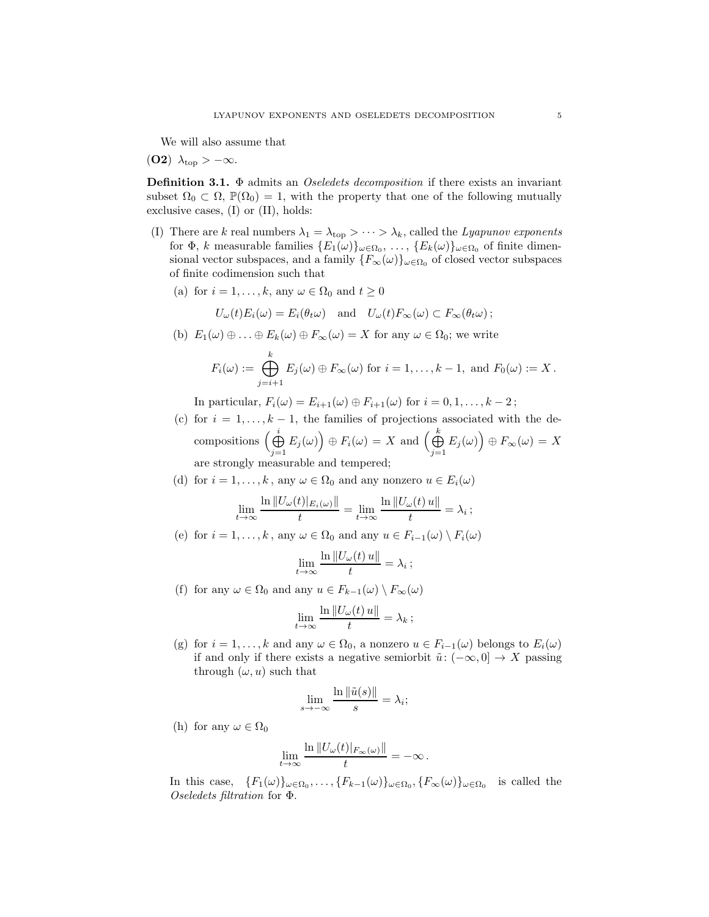We will also assume that

**(O2)** $\lambda_{\rm top} > -\infty$.

**Definition 3.1.** $\Phi$ admits an *Oseledets decomposition* if there exists an invariant subset $\Omega_0 \subset \Omega$, $\mathbb{P}(\Omega_0) = 1$, with the property that one of the following mutually exclusive cases, (I) or (II), holds:

(I) There are $k$ real numbers $\lambda_1 = \lambda_{\rm top} > \cdots > \lambda_k$, called the *Lyapunov exponents* for $\Phi$, $k$ measurable families $\{E_1(\omega)\}_{\omega \in \Omega_0}, \ldots, \{E_k(\omega)\}_{\omega \in \Omega_0}$ of finite dimensional vector subspaces, and a family $\{F_\infty(\omega)\}_{\omega \in \Omega_0}$ of closed vector subspaces of finite codimension such that

(a) for $i = 1, \ldots, k$, any $\omega \in \Omega_0$ and $t \geq 0$

$$U_\omega(t) E_i(\omega) = E_i(\theta_t \omega) \quad \text{and} \quad U_\omega(t) F_\infty(\omega) \subset F_\infty(\theta_t \omega)\,;$$

(b) $E_1(\omega) \oplus \ldots \oplus E_k(\omega) \oplus F_\infty(\omega) = X$ for any $\omega \in \Omega_0$; we write

$$F_i(\omega) := \bigoplus_{j=i+1}^{k} E_j(\omega) \oplus F_\infty(\omega) \text{ for } i = 1, \ldots, k-1, \text{ and } F_0(\omega) := X\,.$$

In particular, $F_i(\omega) = E_{i+1}(\omega) \oplus F_{i+1}(\omega)$ for $i = 0, 1, \ldots, k-2$;

(c) for $i = 1, \ldots, k-1$, the families of projections associated with the decompositions $\Big(\bigoplus\limits_{j=1}^{i} E_j(\omega)\Big) \oplus F_i(\omega) = X$ and $\Big(\bigoplus\limits_{j=1}^{k} E_j(\omega)\Big) \oplus F_\infty(\omega) = X$ are strongly measurable and tempered;

(d) for $i = 1, \ldots, k$, any $\omega \in \Omega_0$ and any nonzero $u \in E_i(\omega)$

$$\lim_{t \to \infty} \frac{\ln \|U_\omega(t)|_{E_i(\omega)}\|}{t} = \lim_{t \to \infty} \frac{\ln \|U_\omega(t)\, u\|}{t} = \lambda_i\,;$$

(e) for $i = 1, \ldots, k$, any $\omega \in \Omega_0$ and any $u \in F_{i-1}(\omega) \setminus F_i(\omega)$

$$\lim_{t \to \infty} \frac{\ln \|U_\omega(t)\, u\|}{t} = \lambda_i\,;$$

(f) for any $\omega \in \Omega_0$ and any $u \in F_{k-1}(\omega) \setminus F_\infty(\omega)$

$$\lim_{t \to \infty} \frac{\ln \|U_\omega(t)\, u\|}{t} = \lambda_k\,;$$

(g) for $i = 1, \ldots, k$ and any $\omega \in \Omega_0$, a nonzero $u \in F_{i-1}(\omega)$ belongs to $E_i(\omega)$ if and only if there exists a negative semiorbit $\tilde{u} \colon (-\infty, 0] \to X$ passing through $(\omega, u)$ such that

$$\lim_{s \to -\infty} \frac{\ln \|\tilde{u}(s)\|}{s} = \lambda_i;$$

(h) for any $\omega \in \Omega_0$

$$\lim_{t \to \infty} \frac{\ln \|U_\omega(t)|_{F_\infty(\omega)}\|}{t} = -\infty\,.$$

In this case, $\{F_1(\omega)\}_{\omega \in \Omega_0}, \ldots, \{F_{k-1}(\omega)\}_{\omega \in \Omega_0}, \{F_\infty(\omega)\}_{\omega \in \Omega_0}$ is called the *Oseledets filtration* for $\Phi$.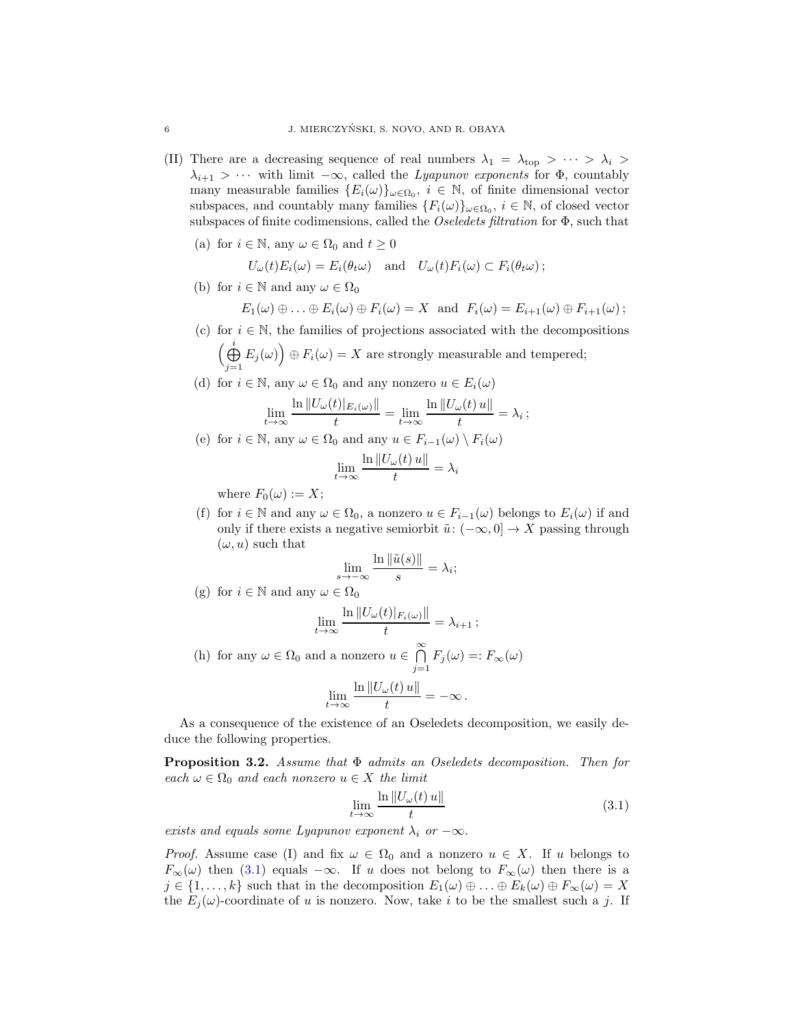(II) There are a decreasing sequence of real numbers $\lambda_1 = \lambda_{\mathrm{top}} > \cdots > \lambda_i > \lambda_{i+1} > \cdots$ with limit $-\infty$, called the *Lyapunov exponents* for $\Phi$, countably many measurable families $\{E_i(\omega)\}_{\omega\in\Omega_0}$, $i \in \mathbb{N}$, of finite dimensional vector subspaces, and countably many families $\{F_i(\omega)\}_{\omega\in\Omega_0}$, $i\in\mathbb{N}$, of closed vector subspaces of finite codimensions, called the *Oseledets filtration* for $\Phi$, such that

   (a) for $i \in \mathbb{N}$, any $\omega \in \Omega_0$ and $t \geq 0$
   $$U_\omega(t)E_i(\omega) = E_i(\theta_t\omega) \quad \text{and} \quad U_\omega(t)F_i(\omega) \subset F_i(\theta_t\omega)\,;$$

   (b) for $i \in \mathbb{N}$ and any $\omega \in \Omega_0$
   $$E_1(\omega) \oplus \ldots \oplus E_i(\omega) \oplus F_i(\omega) = X \quad \text{and} \quad F_i(\omega) = E_{i+1}(\omega) \oplus F_{i+1}(\omega)\,;$$

   (c) for $i \in \mathbb{N}$, the families of projections associated with the decompositions $\Big(\bigoplus_{j=1}^{i} E_j(\omega)\Big) \oplus F_i(\omega) = X$ are strongly measurable and tempered;

   (d) for $i \in \mathbb{N}$, any $\omega \in \Omega_0$ and any nonzero $u \in E_i(\omega)$
   $$\lim_{t\to\infty} \frac{\ln \|U_\omega(t)|_{E_i(\omega)}\|}{t} = \lim_{t\to\infty} \frac{\ln\|U_\omega(t)\,u\|}{t} = \lambda_i\,;$$

   (e) for $i \in \mathbb{N}$, any $\omega \in \Omega_0$ and any $u \in F_{i-1}(\omega) \setminus F_i(\omega)$
   $$\lim_{t\to\infty} \frac{\ln\|U_\omega(t)\,u\|}{t} = \lambda_i$$
   where $F_0(\omega) := X$;

   (f) for $i \in \mathbb{N}$ and any $\omega \in \Omega_0$, a nonzero $u \in F_{i-1}(\omega)$ belongs to $E_i(\omega)$ if and only if there exists a negative semiorbit $\tilde{u}\colon (-\infty, 0] \to X$ passing through $(\omega, u)$ such that
   $$\lim_{s\to-\infty} \frac{\ln\|\tilde{u}(s)\|}{s} = \lambda_i;$$

   (g) for $i \in \mathbb{N}$ and any $\omega \in \Omega_0$
   $$\lim_{t\to\infty} \frac{\ln\|U_\omega(t)|_{F_i(\omega)}\|}{t} = \lambda_{i+1}\,;$$

   (h) for any $\omega \in \Omega_0$ and a nonzero $u \in \bigcap_{j=1}^{\infty} F_j(\omega) =: F_\infty(\omega)$
   $$\lim_{t\to\infty} \frac{\ln\|U_\omega(t)\,u\|}{t} = -\infty\,.$$

As a consequence of the existence of an Oseledets decomposition, we easily deduce the following properties.

**Proposition 3.2.** *Assume that $\Phi$ admits an Oseledets decomposition. Then for each $\omega \in \Omega_0$ and each nonzero $u \in X$ the limit*
$$\lim_{t\to\infty} \frac{\ln\|U_\omega(t)\,u\|}{t} \tag{3.1}$$
*exists and equals some Lyapunov exponent $\lambda_i$ or $-\infty$.*

*Proof.* Assume case (I) and fix $\omega \in \Omega_0$ and a nonzero $u \in X$. If $u$ belongs to $F_\infty(\omega)$ then (3.1) equals $-\infty$. If $u$ does not belong to $F_\infty(\omega)$ then there is a $j \in \{1, \ldots, k\}$ such that in the decomposition $E_1(\omega) \oplus \ldots \oplus E_k(\omega) \oplus F_\infty(\omega) = X$ the $E_j(\omega)$-coordinate of $u$ is nonzero. Now, take $i$ to be the smallest such a $j$. If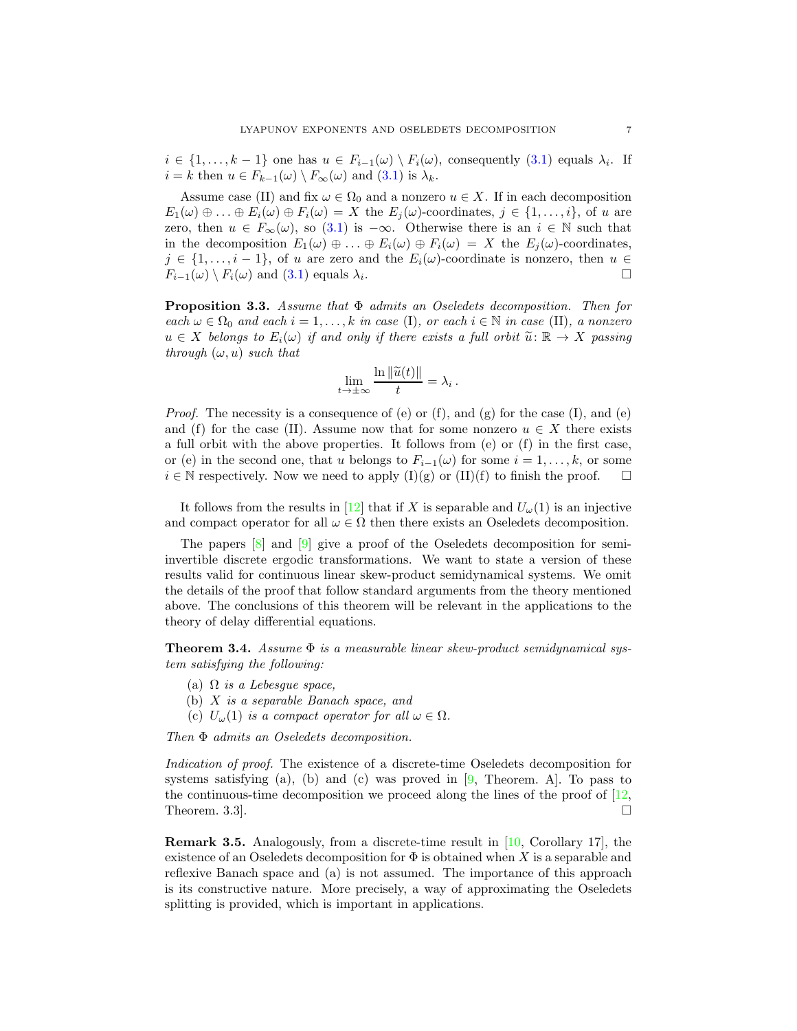$i \in \{1, \ldots, k-1\}$ one has $u \in F_{i-1}(\omega) \setminus F_i(\omega)$, consequently (3.1) equals $\lambda_i$. If $i = k$ then $u \in F_{k-1}(\omega) \setminus F_\infty(\omega)$ and (3.1) is $\lambda_k$.

Assume case (II) and fix $\omega \in \Omega_0$ and a nonzero $u \in X$. If in each decomposition $E_1(\omega) \oplus \ldots \oplus E_i(\omega) \oplus F_i(\omega) = X$ the $E_j(\omega)$-coordinates, $j \in \{1, \ldots, i\}$, of $u$ are zero, then $u \in F_\infty(\omega)$, so (3.1) is $-\infty$. Otherwise there is an $i \in \mathbb{N}$ such that in the decomposition $E_1(\omega) \oplus \ldots \oplus E_i(\omega) \oplus F_i(\omega) = X$ the $E_j(\omega)$-coordinates, $j \in \{1, \ldots, i-1\}$, of $u$ are zero and the $E_i(\omega)$-coordinate is nonzero, then $u \in F_{i-1}(\omega) \setminus F_i(\omega)$ and (3.1) equals $\lambda_i$. □

**Proposition 3.3.** *Assume that $\Phi$ admits an Oseledets decomposition. Then for each $\omega \in \Omega_0$ and each $i = 1, \ldots, k$ in case* (I)*, or each $i \in \mathbb{N}$ in case* (II)*, a nonzero $u \in X$ belongs to $E_i(\omega)$ if and only if there exists a full orbit $\widetilde{u}\colon \mathbb{R} \to X$ passing through $(\omega, u)$ such that*

$$\lim_{t \to \pm\infty} \frac{\ln \|\widetilde{u}(t)\|}{t} = \lambda_i\,.$$

*Proof.* The necessity is a consequence of (e) or (f), and (g) for the case (I), and (e) and (f) for the case (II). Assume now that for some nonzero $u \in X$ there exists a full orbit with the above properties. It follows from (e) or (f) in the first case, or (e) in the second one, that $u$ belongs to $F_{i-1}(\omega)$ for some $i = 1, \ldots, k$, or some $i \in \mathbb{N}$ respectively. Now we need to apply (I)(g) or (II)(f) to finish the proof. □

It follows from the results in [12] that if $X$ is separable and $U_\omega(1)$ is an injective and compact operator for all $\omega \in \Omega$ then there exists an Oseledets decomposition.

The papers [8] and [9] give a proof of the Oseledets decomposition for semi-invertible discrete ergodic transformations. We want to state a version of these results valid for continuous linear skew-product semidynamical systems. We omit the details of the proof that follow standard arguments from the theory mentioned above. The conclusions of this theorem will be relevant in the applications to the theory of delay differential equations.

**Theorem 3.4.** *Assume $\Phi$ is a measurable linear skew-product semidynamical system satisfying the following:*

- (a) *$\Omega$ is a Lebesgue space,*
- (b) *$X$ is a separable Banach space, and*
- (c) *$U_\omega(1)$ is a compact operator for all $\omega \in \Omega$.*

*Then $\Phi$ admits an Oseledets decomposition.*

*Indication of proof.* The existence of a discrete-time Oseledets decomposition for systems satisfying (a), (b) and (c) was proved in [9, Theorem. A]. To pass to the continuous-time decomposition we proceed along the lines of the proof of [12, Theorem. 3.3]. □

**Remark 3.5.** Analogously, from a discrete-time result in [10, Corollary 17], the existence of an Oseledets decomposition for $\Phi$ is obtained when $X$ is a separable and reflexive Banach space and (a) is not assumed. The importance of this approach is its constructive nature. More precisely, a way of approximating the Oseledets splitting is provided, which is important in applications.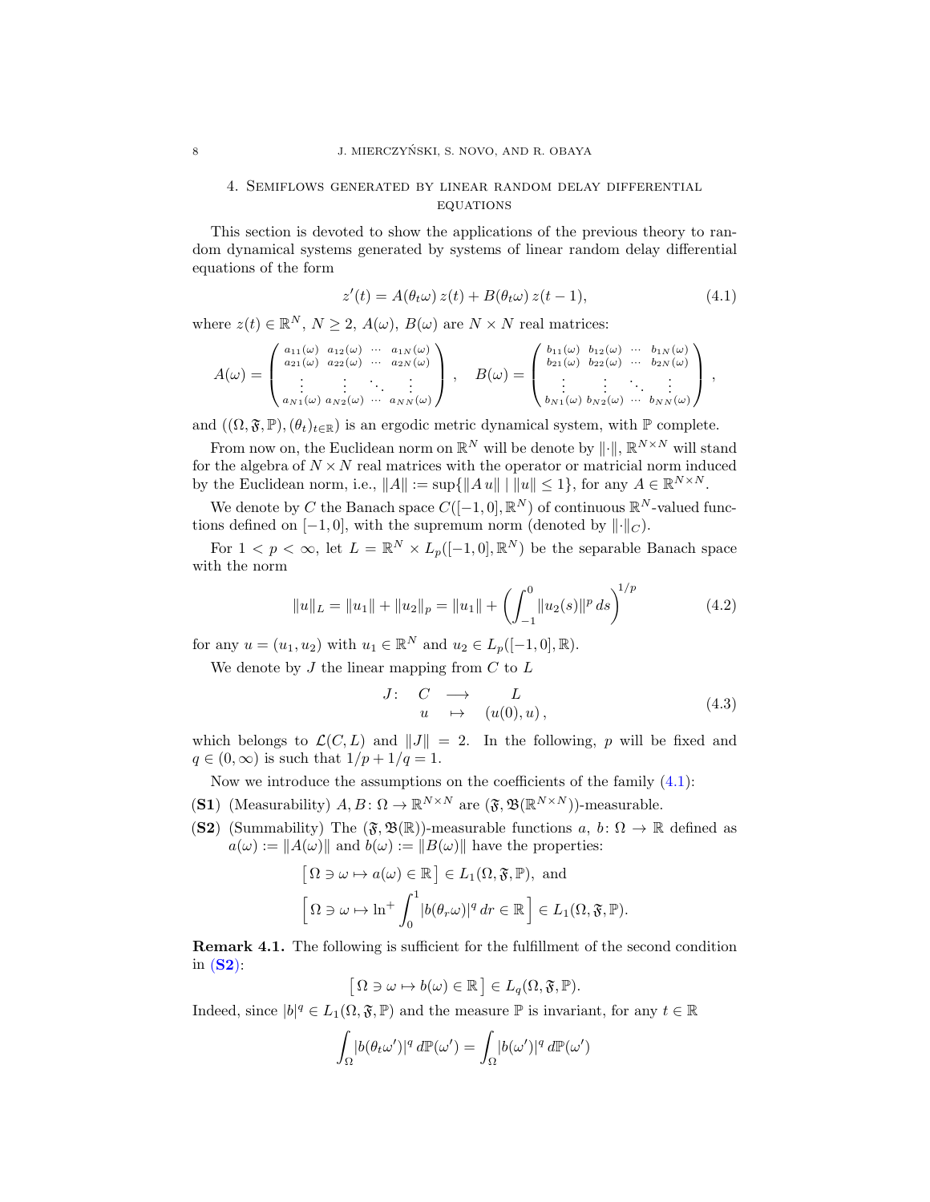## 4. Semiflows generated by linear random delay differential equations

This section is devoted to show the applications of the previous theory to random dynamical systems generated by systems of linear random delay differential equations of the form

$$z'(t) = A(\theta_t\omega)\, z(t) + B(\theta_t\omega)\, z(t-1), \tag{4.1}$$

where $z(t) \in \mathbb{R}^N$, $N \geq 2$, $A(\omega)$, $B(\omega)$ are $N \times N$ real matrices:

$$A(\omega) = \begin{pmatrix} a_{11}(\omega) & a_{12}(\omega) & \cdots & a_{1N}(\omega) \\ a_{21}(\omega) & a_{22}(\omega) & \cdots & a_{2N}(\omega) \\ \vdots & \vdots & \ddots & \vdots \\ a_{N1}(\omega) & a_{N2}(\omega) & \cdots & a_{NN}(\omega) \end{pmatrix}, \quad B(\omega) = \begin{pmatrix} b_{11}(\omega) & b_{12}(\omega) & \cdots & b_{1N}(\omega) \\ b_{21}(\omega) & b_{22}(\omega) & \cdots & b_{2N}(\omega) \\ \vdots & \vdots & \ddots & \vdots \\ b_{N1}(\omega) & b_{N2}(\omega) & \cdots & b_{NN}(\omega) \end{pmatrix},$$

and $((\Omega, \mathfrak{F}, \mathbb{P}), (\theta_t)_{t\in\mathbb{R}})$ is an ergodic metric dynamical system, with $\mathbb{P}$ complete.

From now on, the Euclidean norm on $\mathbb{R}^N$ will be denote by $\|\cdot\|$, $\mathbb{R}^{N\times N}$ will stand for the algebra of $N \times N$ real matrices with the operator or matricial norm induced by the Euclidean norm, i.e., $\|A\| := \sup\{\|A\,u\| \mid \|u\| \leq 1\}$, for any $A \in \mathbb{R}^{N\times N}$.

We denote by $C$ the Banach space $C([-1,0],\mathbb{R}^N)$ of continuous $\mathbb{R}^N$-valued functions defined on $[-1,0]$, with the supremum norm (denoted by $\|\cdot\|_C$).

For $1 < p < \infty$, let $L = \mathbb{R}^N \times L_p([-1,0],\mathbb{R}^N)$ be the separable Banach space with the norm

$$\|u\|_L = \|u_1\| + \|u_2\|_p = \|u_1\| + \left(\int_{-1}^0 \|u_2(s)\|^p\, ds\right)^{1/p} \tag{4.2}$$

for any $u = (u_1, u_2)$ with $u_1 \in \mathbb{R}^N$ and $u_2 \in L_p([-1,0],\mathbb{R})$.

We denote by $J$ the linear mapping from $C$ to $L$

$$\begin{array}{rccc} J\colon & C & \longrightarrow & L \\ & u & \mapsto & (u(0), u)\,, \end{array} \tag{4.3}$$

which belongs to $\mathcal{L}(C, L)$ and $\|J\| = 2$. In the following, $p$ will be fixed and $q \in (0,\infty)$ is such that $1/p + 1/q = 1$.

Now we introduce the assumptions on the coefficients of the family (4.1):

- **(S1)** (Measurability) $A, B\colon \Omega \to \mathbb{R}^{N\times N}$ are $(\mathfrak{F}, \mathfrak{B}(\mathbb{R}^{N\times N}))$-measurable.
- **(S2)** (Summability) The $(\mathfrak{F}, \mathfrak{B}(\mathbb{R}))$-measurable functions $a$, $b\colon \Omega \to \mathbb{R}$ defined as $a(\omega) := \|A(\omega)\|$ and $b(\omega) := \|B(\omega)\|$ have the properties:

$$\big[\, \Omega \ni \omega \mapsto a(\omega) \in \mathbb{R} \,\big] \in L_1(\Omega, \mathfrak{F}, \mathbb{P}), \text{ and}$$

$$\left[\, \Omega \ni \omega \mapsto \ln^+ \int_0^1 |b(\theta_r\omega)|^q\, dr \in \mathbb{R} \,\right] \in L_1(\Omega, \mathfrak{F}, \mathbb{P}).$$

**Remark 4.1.** The following is sufficient for the fulfillment of the second condition in (S2):

$$\big[\, \Omega \ni \omega \mapsto b(\omega) \in \mathbb{R} \,\big] \in L_q(\Omega, \mathfrak{F}, \mathbb{P}).$$

Indeed, since $|b|^q \in L_1(\Omega, \mathfrak{F}, \mathbb{P})$ and the measure $\mathbb{P}$ is invariant, for any $t \in \mathbb{R}$

$$\int_\Omega |b(\theta_t\omega')|^q\, d\mathbb{P}(\omega') = \int_\Omega |b(\omega')|^q\, d\mathbb{P}(\omega')$$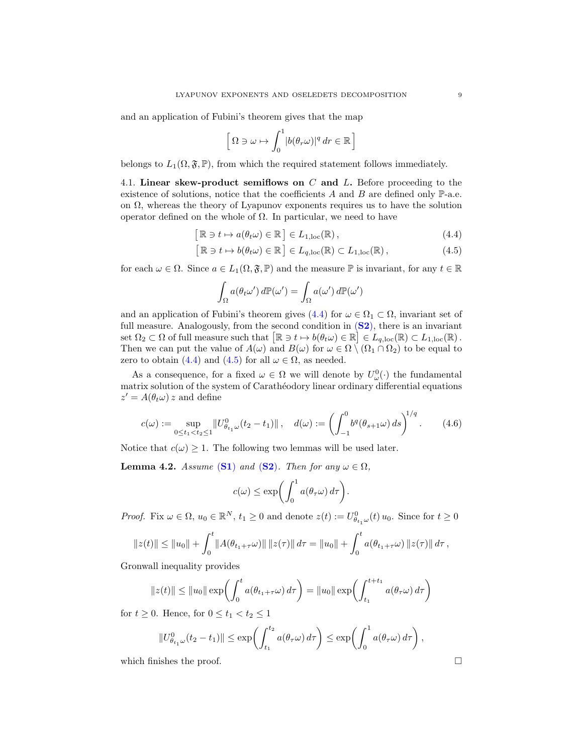and an application of Fubini's theorem gives that the map

$$
\Big[\, \Omega \ni \omega \mapsto \int_0^1 |b(\theta_r\omega)|^q \, dr \in \mathbb{R} \Big]
$$

belongs to $L_1(\Omega, \mathfrak{F}, \mathbb{P})$, from which the required statement follows immediately.

**4.1. Linear skew-product semiflows on $C$ and $L$.** Before proceeding to the existence of solutions, notice that the coefficients $A$ and $B$ are defined only $\mathbb{P}$-a.e. on $\Omega$, whereas the theory of Lyapunov exponents requires us to have the solution operator defined on the whole of $\Omega$. In particular, we need to have

$$
\big[\, \mathbb{R} \ni t \mapsto a(\theta_t\omega) \in \mathbb{R} \,\big] \in L_{1,\mathrm{loc}}(\mathbb{R})\,, \tag{4.4}
$$

$$
\big[\, \mathbb{R} \ni t \mapsto b(\theta_t\omega) \in \mathbb{R} \,\big] \in L_{q,\mathrm{loc}}(\mathbb{R}) \subset L_{1,\mathrm{loc}}(\mathbb{R})\,, \tag{4.5}
$$

for each $\omega \in \Omega$. Since $a \in L_1(\Omega, \mathfrak{F}, \mathbb{P})$ and the measure $\mathbb{P}$ is invariant, for any $t \in \mathbb{R}$

$$
\int_\Omega a(\theta_t\omega')\, d\mathbb{P}(\omega') = \int_\Omega a(\omega')\, d\mathbb{P}(\omega')
$$

and an application of Fubini's theorem gives (4.4) for $\omega \in \Omega_1 \subset \Omega$, invariant set of full measure. Analogously, from the second condition in (**S2**), there is an invariant set $\Omega_2 \subset \Omega$ of full measure such that $\big[\mathbb{R} \ni t \mapsto b(\theta_t\omega) \in \mathbb{R}\big] \in L_{q,\mathrm{loc}}(\mathbb{R}) \subset L_{1,\mathrm{loc}}(\mathbb{R})$. Then we can put the value of $A(\omega)$ and $B(\omega)$ for $\omega \in \Omega \setminus (\Omega_1 \cap \Omega_2)$ to be equal to zero to obtain (4.4) and (4.5) for all $\omega \in \Omega$, as needed.

As a consequence, for a fixed $\omega \in \Omega$ we will denote by $U^0_\omega(\cdot)$ the fundamental matrix solution of the system of Carathéodory linear ordinary differential equations $z' = A(\theta_t\omega)\, z$ and define

$$
c(\omega) := \sup_{0 \le t_1 < t_2 \le 1} \| U^0_{\theta_{t_1}\omega}(t_2 - t_1) \|\,, \quad d(\omega) := \left( \int_{-1}^0 b^q(\theta_{s+1}\omega)\, ds \right)^{1/q}. \tag{4.6}
$$

Notice that $c(\omega) \ge 1$. The following two lemmas will be used later.

**Lemma 4.2.** *Assume* (**S1**) *and* (**S2**)*. Then for any $\omega \in \Omega$,*

$$
c(\omega) \le \exp\!\bigg( \int_0^1 a(\theta_\tau\omega)\, d\tau \bigg).
$$

*Proof.* Fix $\omega \in \Omega$, $u_0 \in \mathbb{R}^N$, $t_1 \ge 0$ and denote $z(t) := U^0_{\theta_{t_1}\omega}(t)\, u_0$. Since for $t \ge 0$

$$
\|z(t)\| \le \|u_0\| + \int_0^t \|A(\theta_{t_1+\tau}\omega)\|\, \|z(\tau)\|\, d\tau = \|u_0\| + \int_0^t a(\theta_{t_1+\tau}\omega)\, \|z(\tau)\|\, d\tau\,,
$$

Gronwall inequality provides

$$
\|z(t)\| \le \|u_0\| \exp\!\bigg( \int_0^t a(\theta_{t_1+\tau}\omega)\, d\tau \bigg) = \|u_0\| \exp\!\bigg( \int_{t_1}^{t+t_1} a(\theta_\tau\omega)\, d\tau \bigg)
$$

for $t \ge 0$. Hence, for $0 \le t_1 < t_2 \le 1$

$$
\| U^0_{\theta_{t_1}\omega}(t_2 - t_1) \| \le \exp\!\bigg( \int_{t_1}^{t_2} a(\theta_\tau\omega)\, d\tau \bigg) \le \exp\!\bigg( \int_0^1 a(\theta_\tau\omega)\, d\tau \bigg)\,,
$$

which finishes the proof. $\square$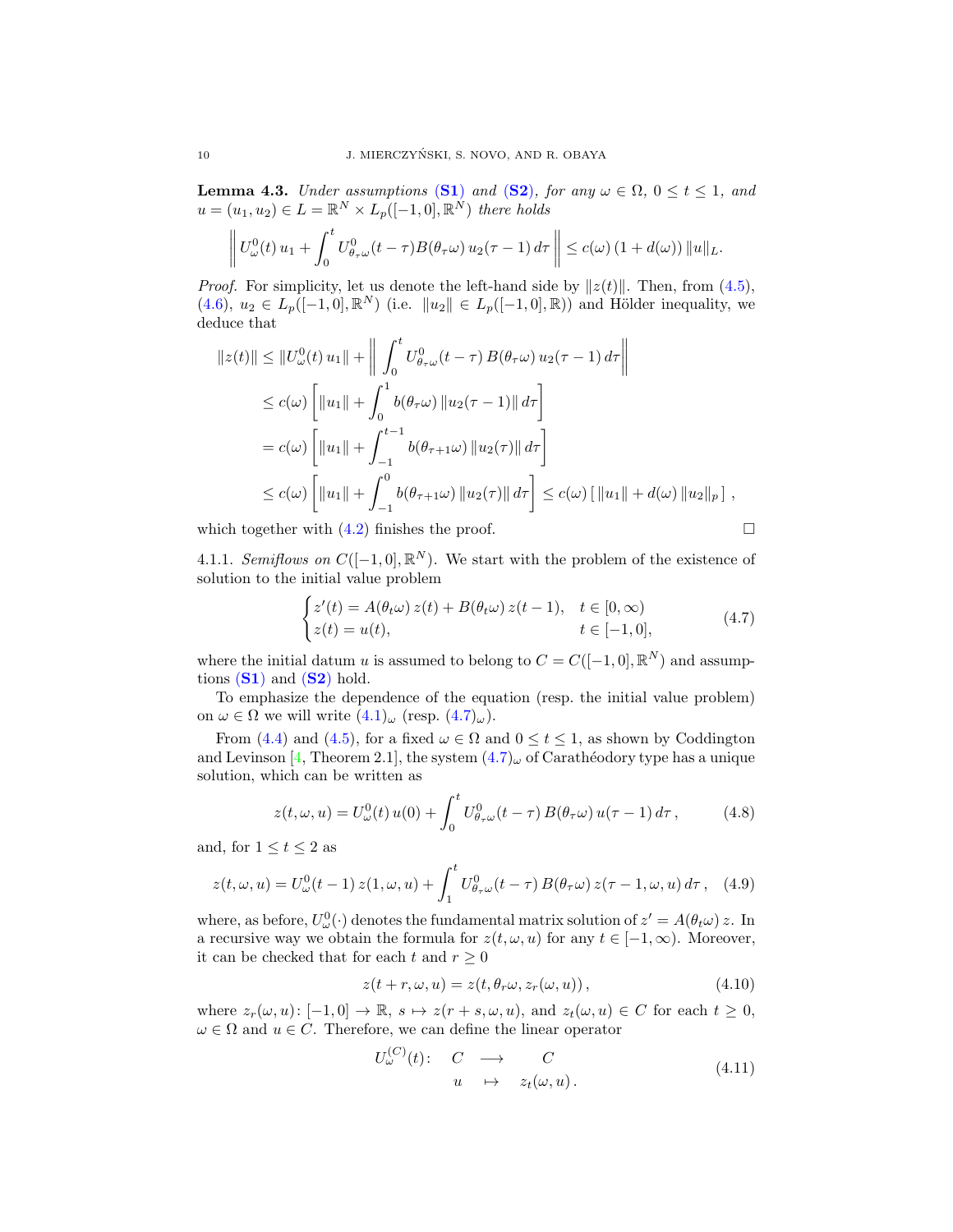**Lemma 4.3.** *Under assumptions* (**S1**) *and* (**S2**)*, for any* $\omega \in \Omega$*,* $0 \le t \le 1$*, and* $u = (u_1, u_2) \in L = \mathbb{R}^N \times L_p([-1,0],\mathbb{R}^N)$ *there holds*

$$\left\| U^0_\omega(t)\, u_1 + \int_0^t U^0_{\theta_\tau\omega}(t-\tau) B(\theta_\tau\omega)\, u_2(\tau-1)\, d\tau \right\| \le c(\omega)\,(1+d(\omega))\,\|u\|_L.$$

*Proof.* For simplicity, let us denote the left-hand side by $\|z(t)\|$. Then, from (4.5), (4.6), $u_2 \in L_p([-1,0],\mathbb{R}^N)$ (i.e. $\|u_2\| \in L_p([-1,0],\mathbb{R})$) and Hölder inequality, we deduce that

$$\begin{aligned}
\|z(t)\| &\le \|U^0_\omega(t)\, u_1\| + \left\| \int_0^t U^0_{\theta_\tau\omega}(t-\tau)\, B(\theta_\tau\omega)\, u_2(\tau-1)\, d\tau \right\| \\
&\le c(\omega)\left[ \|u_1\| + \int_0^1 b(\theta_\tau\omega)\, \|u_2(\tau-1)\|\, d\tau \right] \\
&= c(\omega)\left[ \|u_1\| + \int_{-1}^{t-1} b(\theta_{\tau+1}\omega)\, \|u_2(\tau)\|\, d\tau \right] \\
&\le c(\omega)\left[ \|u_1\| + \int_{-1}^{0} b(\theta_{\tau+1}\omega)\, \|u_2(\tau)\|\, d\tau \right] \le c(\omega)\,[\, \|u_1\| + d(\omega)\, \|u_2\|_p \,]\,,
\end{aligned}$$

which together with (4.2) finishes the proof. $\square$

4.1.1. *Semiflows on* $C([-1,0],\mathbb{R}^N)$. We start with the problem of the existence of solution to the initial value problem

$$\begin{cases} z'(t) = A(\theta_t\omega)\, z(t) + B(\theta_t\omega)\, z(t-1), & t \in [0,\infty) \\ z(t) = u(t), & t \in [-1,0], \end{cases} \tag{4.7}$$

where the initial datum $u$ is assumed to belong to $C = C([-1,0],\mathbb{R}^N)$ and assumptions (**S1**) and (**S2**) hold.

To emphasize the dependence of the equation (resp. the initial value problem) on $\omega \in \Omega$ we will write $(4.1)_\omega$ (resp. $(4.7)_\omega$).

From (4.4) and (4.5), for a fixed $\omega \in \Omega$ and $0 \le t \le 1$, as shown by Coddington and Levinson [4, Theorem 2.1], the system $(4.7)_\omega$ of Carathéodory type has a unique solution, which can be written as

$$z(t,\omega,u) = U^0_\omega(t)\, u(0) + \int_0^t U^0_{\theta_\tau\omega}(t-\tau)\, B(\theta_\tau\omega)\, u(\tau-1)\, d\tau\,, \tag{4.8}$$

and, for $1 \le t \le 2$ as

$$z(t,\omega,u) = U^0_\omega(t-1)\, z(1,\omega,u) + \int_1^t U^0_{\theta_\tau\omega}(t-\tau)\, B(\theta_\tau\omega)\, z(\tau-1,\omega,u)\, d\tau\,, \tag{4.9}$$

where, as before, $U^0_\omega(\cdot)$ denotes the fundamental matrix solution of $z' = A(\theta_t\omega)\, z$. In a recursive way we obtain the formula for $z(t,\omega,u)$ for any $t \in [-1,\infty)$. Moreover, it can be checked that for each $t$ and $r \ge 0$

$$z(t+r,\omega,u) = z(t,\theta_r\omega, z_r(\omega,u))\,, \tag{4.10}$$

where $z_r(\omega,u)\colon [-1,0] \to \mathbb{R}$, $s \mapsto z(r+s,\omega,u)$, and $z_t(\omega,u) \in C$ for each $t \ge 0$, $\omega \in \Omega$ and $u \in C$. Therefore, we can define the linear operator

$$\begin{array}{rccc} U^{(C)}_\omega(t)\colon & C & \longrightarrow & C \\ & u & \mapsto & z_t(\omega,u)\,. \end{array} \tag{4.11}$$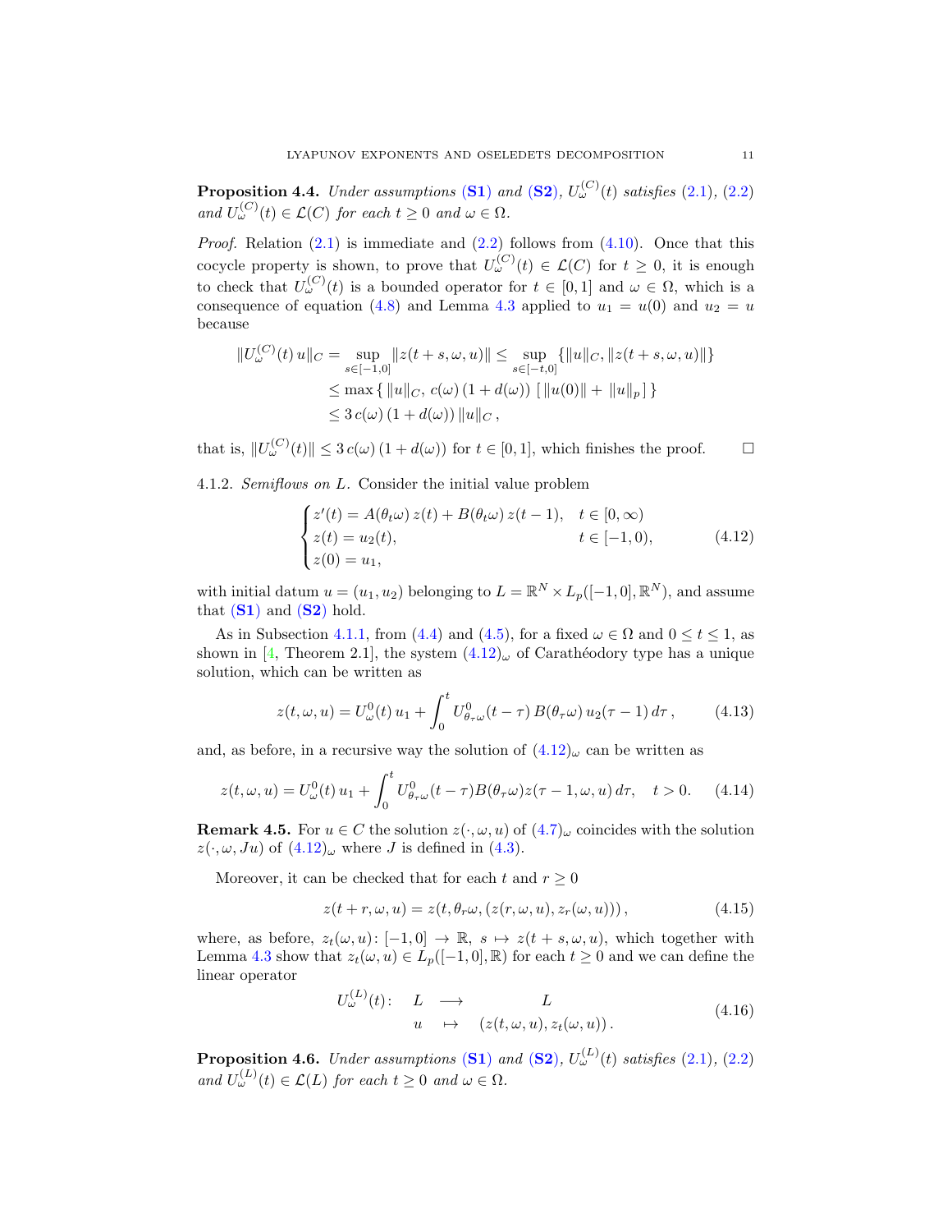**Proposition 4.4.** *Under assumptions* (**S1**) *and* (**S2**), $U^{(C)}_\omega(t)$ *satisfies* (2.1), (2.2) *and* $U^{(C)}_\omega(t) \in \mathcal{L}(C)$ *for each* $t \geq 0$ *and* $\omega \in \Omega$.

*Proof.* Relation (2.1) is immediate and (2.2) follows from (4.10). Once that this cocycle property is shown, to prove that $U^{(C)}_\omega(t) \in \mathcal{L}(C)$ for $t \geq 0$, it is enough to check that $U^{(C)}_\omega(t)$ is a bounded operator for $t \in [0, 1]$ and $\omega \in \Omega$, which is a consequence of equation (4.8) and Lemma 4.3 applied to $u_1 = u(0)$ and $u_2 = u$ because

$$
\begin{aligned}
\|U^{(C)}_\omega(t)\, u\|_C &= \sup_{s\in[-1,0]} \|z(t+s, \omega, u)\| \leq \sup_{s\in[-t,0]} \{\|u\|_C, \|z(t+s, \omega, u)\|\} \\
&\leq \max\{\, \|u\|_C,\, c(\omega)\,(1 + d(\omega))\, [\, \|u(0)\| + \|u\|_p\,]\,\} \\
&\leq 3\, c(\omega)\,(1 + d(\omega))\, \|u\|_C\,,
\end{aligned}
$$

that is, $\|U^{(C)}_\omega(t)\| \leq 3\, c(\omega)\,(1 + d(\omega))$ for $t \in [0, 1]$, which finishes the proof. $\square$

4.1.2. *Semiflows on* $L$. Consider the initial value problem

$$
\begin{cases}
z'(t) = A(\theta_t\omega)\, z(t) + B(\theta_t\omega)\, z(t-1), & t \in [0, \infty) \\
z(t) = u_2(t), & t \in [-1, 0), \\
z(0) = u_1,
\end{cases}
\tag{4.12}
$$

with initial datum $u = (u_1, u_2)$ belonging to $L = \mathbb{R}^N \times L_p([-1, 0], \mathbb{R}^N)$, and assume that (**S1**) and (**S2**) hold.

As in Subsection 4.1.1, from (4.4) and (4.5), for a fixed $\omega \in \Omega$ and $0 \leq t \leq 1$, as shown in [4, Theorem 2.1], the system $(4.12)_\omega$ of Carathéodory type has a unique solution, which can be written as

$$
z(t, \omega, u) = U^0_\omega(t)\, u_1 + \int_0^t U^0_{\theta_\tau\omega}(t - \tau)\, B(\theta_\tau\omega)\, u_2(\tau - 1)\, d\tau\,, \tag{4.13}
$$

and, as before, in a recursive way the solution of $(4.12)_\omega$ can be written as

$$
z(t, \omega, u) = U^0_\omega(t)\, u_1 + \int_0^t U^0_{\theta_\tau\omega}(t - \tau) B(\theta_\tau\omega) z(\tau - 1, \omega, u)\, d\tau, \quad t > 0. \tag{4.14}
$$

**Remark 4.5.** For $u \in C$ the solution $z(\cdot, \omega, u)$ of $(4.7)_\omega$ coincides with the solution $z(\cdot, \omega, Ju)$ of $(4.12)_\omega$ where $J$ is defined in (4.3).

Moreover, it can be checked that for each $t$ and $r \geq 0$

$$
z(t + r, \omega, u) = z(t, \theta_r\omega, (z(r, \omega, u), z_r(\omega, u)))\,, \tag{4.15}
$$

where, as before, $z_t(\omega, u)\colon [-1, 0] \to \mathbb{R}$, $s \mapsto z(t + s, \omega, u)$, which together with Lemma 4.3 show that $z_t(\omega, u) \in L_p([-1, 0], \mathbb{R})$ for each $t \geq 0$ and we can define the linear operator

$$
\begin{aligned}
U^{(L)}_\omega(t)\colon \quad L \quad &\longrightarrow \quad L \\
u \quad &\mapsto \quad (z(t, \omega, u), z_t(\omega, u))\,.
\end{aligned}
\tag{4.16}
$$

**Proposition 4.6.** *Under assumptions* (**S1**) *and* (**S2**), $U^{(L)}_\omega(t)$ *satisfies* (2.1), (2.2) *and* $U^{(L)}_\omega(t) \in \mathcal{L}(L)$ *for each* $t \geq 0$ *and* $\omega \in \Omega$.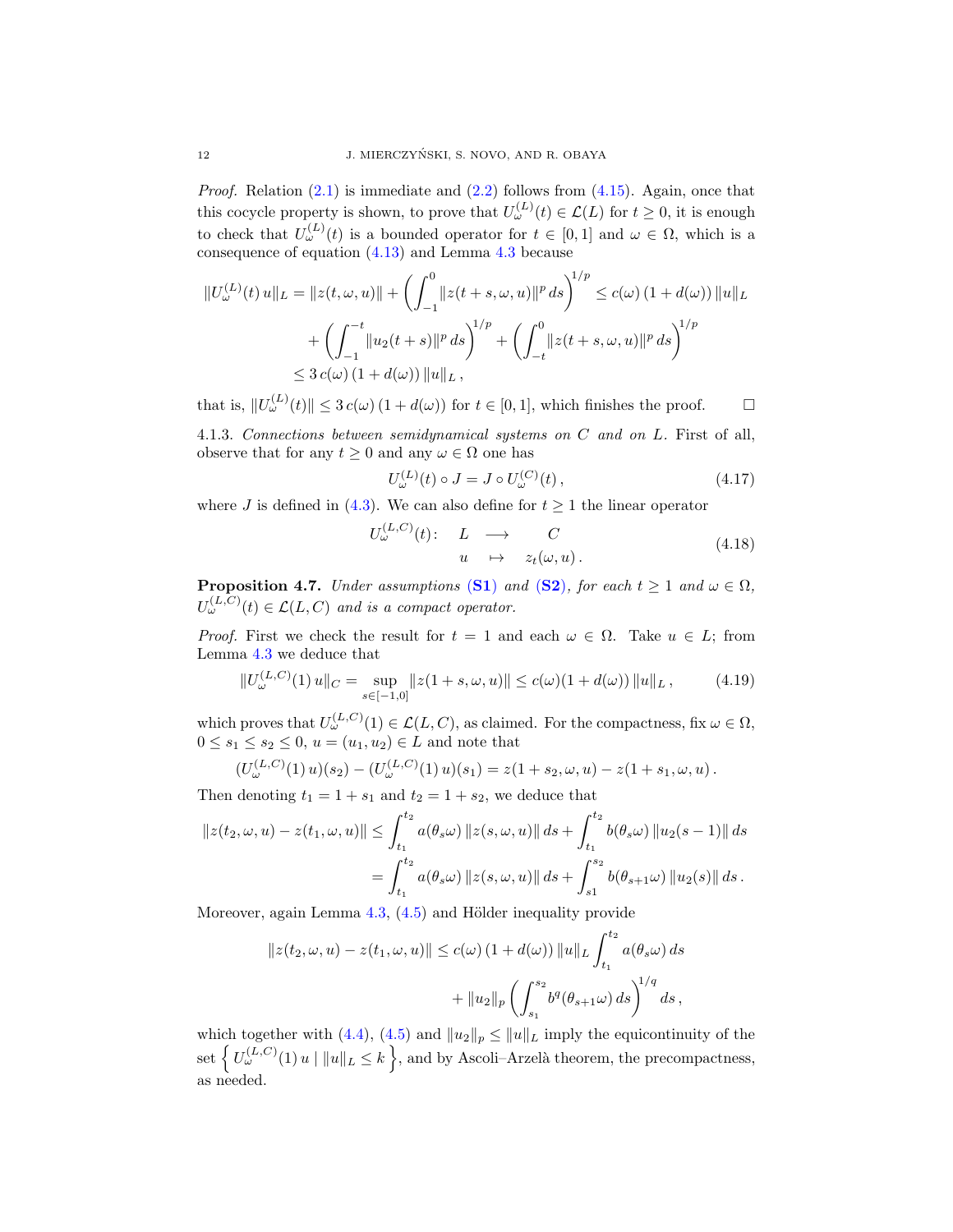*Proof.* Relation (2.1) is immediate and (2.2) follows from (4.15). Again, once that this cocycle property is shown, to prove that $U^{(L)}_\omega(t) \in \mathcal{L}(L)$ for $t \geq 0$, it is enough to check that $U^{(L)}_\omega(t)$ is a bounded operator for $t \in [0,1]$ and $\omega \in \Omega$, which is a consequence of equation (4.13) and Lemma 4.3 because

$$
\begin{aligned}
\|U^{(L)}_\omega(t)\,u\|_L = \|z(t,\omega,u)\| + \left(\int_{-1}^{0} \|z(t+s,\omega,u)\|^p\,ds\right)^{1/p} &\leq c(\omega)\,(1+d(\omega))\,\|u\|_L \\
+ \left(\int_{-1}^{-t} \|u_2(t+s)\|^p\,ds\right)^{1/p} &+ \left(\int_{-t}^{0} \|z(t+s,\omega,u)\|^p\,ds\right)^{1/p} \\
\leq 3\,c(\omega)\,(1+d(\omega))\,\|u\|_L\,,
\end{aligned}
$$

that is, $\|U^{(L)}_\omega(t)\| \leq 3\,c(\omega)\,(1+d(\omega))$ for $t \in [0,1]$, which finishes the proof. $\square$

4.1.3. *Connections between semidynamical systems on $C$ and on $L$.* First of all, observe that for any $t \geq 0$ and any $\omega \in \Omega$ one has

$$
U^{(L)}_\omega(t) \circ J = J \circ U^{(C)}_\omega(t)\,, \tag{4.17}
$$

where $J$ is defined in (4.3). We can also define for $t \geq 1$ the linear operator

$$
\begin{array}{rccc}
U^{(L,C)}_\omega(t)\colon & L & \longrightarrow & C \\
& u & \mapsto & z_t(\omega,u)\,.
\end{array} \tag{4.18}
$$

**Proposition 4.7.** *Under assumptions* **(S1)** *and* **(S2)***, for each $t \geq 1$ and $\omega \in \Omega$, $U^{(L,C)}_\omega(t) \in \mathcal{L}(L,C)$ and is a compact operator.*

*Proof.* First we check the result for $t = 1$ and each $\omega \in \Omega$. Take $u \in L$; from Lemma 4.3 we deduce that

$$
\|U^{(L,C)}_\omega(1)\,u\|_C = \sup_{s\in[-1,0]} \|z(1+s,\omega,u)\| \leq c(\omega)(1+d(\omega))\,\|u\|_L\,, \tag{4.19}
$$

which proves that $U^{(L,C)}_\omega(1) \in \mathcal{L}(L,C)$, as claimed. For the compactness, fix $\omega \in \Omega$, $0 \leq s_1 \leq s_2 \leq 0$, $u = (u_1,u_2) \in L$ and note that

$$
(U^{(L,C)}_\omega(1)\,u)(s_2) - (U^{(L,C)}_\omega(1)\,u)(s_1) = z(1+s_2,\omega,u) - z(1+s_1,\omega,u)\,.
$$

Then denoting $t_1 = 1+s_1$ and $t_2 = 1+s_2$, we deduce that

$$
\begin{aligned}
\|z(t_2,\omega,u) - z(t_1,\omega,u)\| &\leq \int_{t_1}^{t_2} a(\theta_s\omega)\,\|z(s,\omega,u)\|\,ds + \int_{t_1}^{t_2} b(\theta_s\omega)\,\|u_2(s-1)\|\,ds \\
&= \int_{t_1}^{t_2} a(\theta_s\omega)\,\|z(s,\omega,u)\|\,ds + \int_{s1}^{s_2} b(\theta_{s+1}\omega)\,\|u_2(s)\|\,ds\,.
\end{aligned}
$$

Moreover, again Lemma 4.3, (4.5) and Hölder inequality provide

$$
\begin{aligned}
\|z(t_2,\omega,u) - z(t_1,\omega,u)\| \leq c(\omega)\,(1+d(\omega))\,\|u\|_L \int_{t_1}^{t_2} a(\theta_s\omega)\,ds \\
+ \|u_2\|_p \left(\int_{s_1}^{s_2} b^q(\theta_{s+1}\omega)\,ds\right)^{1/q} ds\,,
\end{aligned}
$$

which together with (4.4), (4.5) and $\|u_2\|_p \leq \|u\|_L$ imply the equicontinuity of the set $\left\{\, U^{(L,C)}_\omega(1)\,u \mid \|u\|_L \leq k \,\right\}$, and by Ascoli–Arzelà theorem, the precompactness, as needed.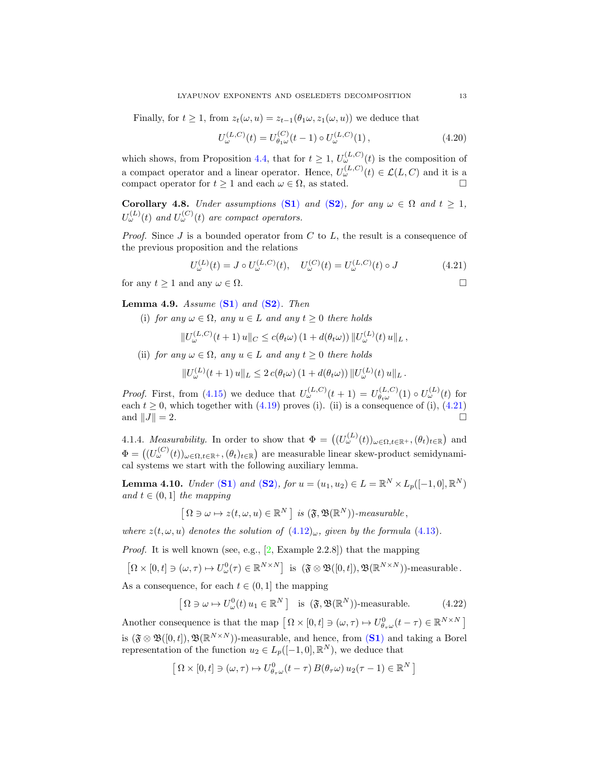Finally, for $t \geq 1$, from $z_t(\omega, u) = z_{t-1}(\theta_1\omega, z_1(\omega, u))$ we deduce that

$$U^{(L,C)}_\omega(t) = U^{(C)}_{\theta_1\omega}(t-1) \circ U^{(L,C)}_\omega(1)\,, \tag{4.20}$$

which shows, from Proposition 4.4, that for $t \geq 1$, $U^{(L,C)}_\omega(t)$ is the composition of a compact operator and a linear operator. Hence, $U^{(L,C)}_\omega(t) \in \mathcal{L}(L, C)$ and it is a compact operator for $t \geq 1$ and each $\omega \in \Omega$, as stated. □

**Corollary 4.8.** *Under assumptions* **(S1)** *and* **(S2)***, for any $\omega \in \Omega$ and $t \geq 1$, $U^{(L)}_\omega(t)$ and $U^{(C)}_\omega(t)$ are compact operators.*

*Proof.* Since $J$ is a bounded operator from $C$ to $L$, the result is a consequence of the previous proposition and the relations

$$U^{(L)}_\omega(t) = J \circ U^{(L,C)}_\omega(t), \quad U^{(C)}_\omega(t) = U^{(L,C)}_\omega(t) \circ J \tag{4.21}$$

for any $t \geq 1$ and any $\omega \in \Omega$. □

**Lemma 4.9.** *Assume* **(S1)** *and* **(S2)***. Then*

(i) *for any $\omega \in \Omega$, any $u \in L$ and any $t \geq 0$ there holds*

$$\|U^{(L,C)}_\omega(t+1)\, u\|_C \leq c(\theta_t\omega)\,(1 + d(\theta_t\omega))\, \|U^{(L)}_\omega(t)\, u\|_L\,,$$

(ii) *for any $\omega \in \Omega$, any $u \in L$ and any $t \geq 0$ there holds*

$$\|U^{(L)}_\omega(t+1)\, u\|_L \leq 2\, c(\theta_t\omega)\,(1 + d(\theta_t\omega))\, \|U^{(L)}_\omega(t)\, u\|_L\,.$$

*Proof.* First, from (4.15) we deduce that $U^{(L,C)}_\omega(t+1) = U^{(L,C)}_{\theta_t\omega}(1) \circ U^{(L)}_\omega(t)$ for each $t \geq 0$, which together with (4.19) proves (i). (ii) is a consequence of (i), (4.21) and $\|J\| = 2$. □

4.1.4. *Measurability.* In order to show that $\Phi = \big((U^{(L)}_\omega(t))_{\omega\in\Omega, t\in\mathbb{R}^+}, (\theta_t)_{t\in\mathbb{R}}\big)$ and $\Phi = \big((U^{(C)}_\omega(t))_{\omega\in\Omega, t\in\mathbb{R}^+}, (\theta_t)_{t\in\mathbb{R}}\big)$ are measurable linear skew-product semidynamical systems we start with the following auxiliary lemma.

**Lemma 4.10.** *Under* **(S1)** *and* **(S2)***, for $u = (u_1, u_2) \in L = \mathbb{R}^N \times L_p([-1,0], \mathbb{R}^N)$ and $t \in (0, 1]$ the mapping*

$$\big[\, \Omega \ni \omega \mapsto z(t, \omega, u) \in \mathbb{R}^N \,\big] \ \textit{is } (\mathfrak{F}, \mathfrak{B}(\mathbb{R}^N))\textit{-measurable}\,,$$

*where $z(t, \omega, u)$ denotes the solution of $(4.12)_\omega$, given by the formula (4.13).*

*Proof.* It is well known (see, e.g., [2, Example 2.2.8]) that the mapping

$$\big[\Omega \times [0,t] \ni (\omega, \tau) \mapsto U^0_\omega(\tau) \in \mathbb{R}^{N\times N}\big] \ \text{ is } (\mathfrak{F} \otimes \mathfrak{B}([0,t]), \mathfrak{B}(\mathbb{R}^{N\times N}))\text{-measurable}\,.$$

As a consequence, for each $t \in (0, 1]$ the mapping

$$\big[\, \Omega \ni \omega \mapsto U^0_\omega(t)\, u_1 \in \mathbb{R}^N \,\big] \quad \text{is } (\mathfrak{F}, \mathfrak{B}(\mathbb{R}^N))\text{-measurable.} \tag{4.22}$$

Another consequence is that the map $\big[\, \Omega \times [0,t] \ni (\omega, \tau) \mapsto U^0_{\theta_\tau\omega}(t - \tau) \in \mathbb{R}^{N\times N} \,\big]$ is $(\mathfrak{F} \otimes \mathfrak{B}([0,t]), \mathfrak{B}(\mathbb{R}^{N\times N}))$-measurable, and hence, from **(S1)** and taking a Borel representation of the function $u_2 \in L_p([-1,0], \mathbb{R}^N)$, we deduce that

$$\big[\, \Omega \times [0,t] \ni (\omega, \tau) \mapsto U^0_{\theta_\tau\omega}(t - \tau)\, B(\theta_\tau\omega)\, u_2(\tau - 1) \in \mathbb{R}^N \,\big]$$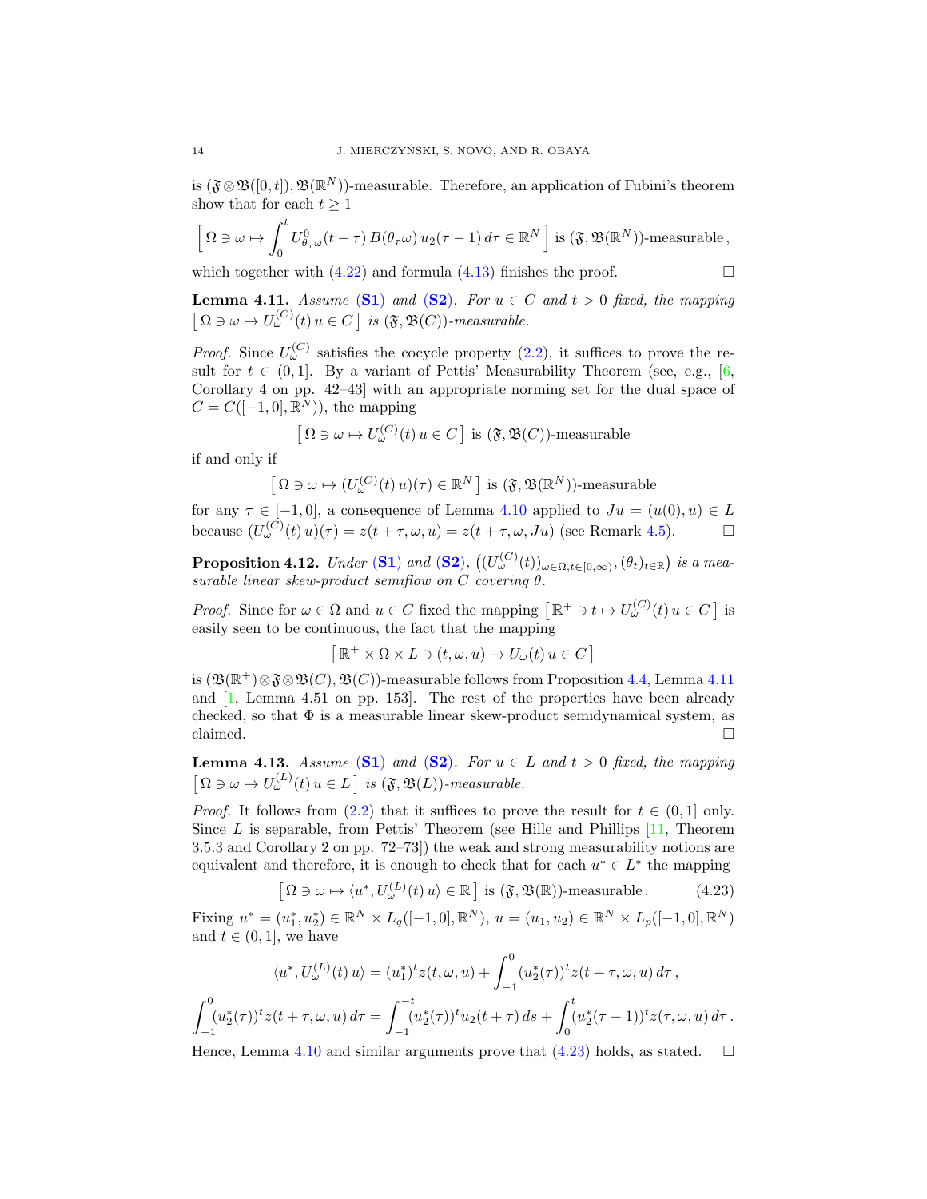is $(\mathfrak{F}\otimes\mathfrak{B}([0,t]),\mathfrak{B}(\mathbb{R}^N))$-measurable. Therefore, an application of Fubini's theorem show that for each $t \geq 1$

$$\Big[\, \Omega \ni \omega \mapsto \int_0^t U^0_{\theta_\tau\omega}(t-\tau)\, B(\theta_\tau\omega)\, u_2(\tau-1)\, d\tau \in \mathbb{R}^N \,\Big] \text{ is } (\mathfrak{F},\mathfrak{B}(\mathbb{R}^N))\text{-measurable}\,,$$

which together with (4.22) and formula (4.13) finishes the proof. □

**Lemma 4.11.** *Assume* **(S1)** *and* **(S2)***. For $u \in C$ and $t > 0$ fixed, the mapping $\big[\,\Omega \ni \omega \mapsto U^{(C)}_\omega(t)\, u \in C\,\big]$ is $(\mathfrak{F},\mathfrak{B}(C))$-measurable.*

*Proof.* Since $U^{(C)}_\omega$ satisfies the cocycle property (2.2), it suffices to prove the result for $t \in (0,1]$. By a variant of Pettis' Measurability Theorem (see, e.g., [6, Corollary 4 on pp. 42–43] with an appropriate norming set for the dual space of $C = C([-1,0],\mathbb{R}^N)$), the mapping

$$\big[\,\Omega \ni \omega \mapsto U^{(C)}_\omega(t)\, u \in C\,\big] \text{ is } (\mathfrak{F},\mathfrak{B}(C))\text{-measurable}$$

if and only if

$$\big[\,\Omega \ni \omega \mapsto (U^{(C)}_\omega(t)\, u)(\tau) \in \mathbb{R}^N\,\big] \text{ is } (\mathfrak{F},\mathfrak{B}(\mathbb{R}^N))\text{-measurable}$$

for any $\tau \in [-1,0]$, a consequence of Lemma 4.10 applied to $Ju = (u(0),u) \in L$ because $(U^{(C)}_\omega(t)\, u)(\tau) = z(t+\tau,\omega,u) = z(t+\tau,\omega,Ju)$ (see Remark 4.5). □

**Proposition 4.12.** *Under* **(S1)** *and* **(S2)***, $\big((U^{(C)}_\omega(t))_{\omega\in\Omega,t\in[0,\infty)},(\theta_t)_{t\in\mathbb{R}}\big)$ is a measurable linear skew-product semiflow on $C$ covering $\theta$.*

*Proof.* Since for $\omega \in \Omega$ and $u \in C$ fixed the mapping $\big[\,\mathbb{R}^+ \ni t \mapsto U^{(C)}_\omega(t)\, u \in C\,\big]$ is easily seen to be continuous, the fact that the mapping

$$\big[\,\mathbb{R}^+ \times \Omega \times L \ni (t,\omega,u) \mapsto U_\omega(t)\, u \in C\,\big]$$

is $(\mathfrak{B}(\mathbb{R}^+)\otimes\mathfrak{F}\otimes\mathfrak{B}(C),\mathfrak{B}(C))$-measurable follows from Proposition 4.4, Lemma 4.11 and [1, Lemma 4.51 on pp. 153]. The rest of the properties have been already checked, so that $\Phi$ is a measurable linear skew-product semidynamical system, as claimed. □

**Lemma 4.13.** *Assume* **(S1)** *and* **(S2)***. For $u \in L$ and $t > 0$ fixed, the mapping $\big[\,\Omega \ni \omega \mapsto U^{(L)}_\omega(t)\, u \in L\,\big]$ is $(\mathfrak{F},\mathfrak{B}(L))$-measurable.*

*Proof.* It follows from (2.2) that it suffices to prove the result for $t \in (0,1]$ only. Since $L$ is separable, from Pettis' Theorem (see Hille and Phillips [11, Theorem 3.5.3 and Corollary 2 on pp. 72–73]) the weak and strong measurability notions are equivalent and therefore, it is enough to check that for each $u^* \in L^*$ the mapping

$$\big[\,\Omega \ni \omega \mapsto \langle u^*, U^{(L)}_\omega(t)\, u\rangle \in \mathbb{R}\,\big] \text{ is } (\mathfrak{F},\mathfrak{B}(\mathbb{R}))\text{-measurable}\,. \tag{4.23}$$

Fixing $u^* = (u_1^*,u_2^*) \in \mathbb{R}^N \times L_q([-1,0],\mathbb{R}^N)$, $u = (u_1,u_2) \in \mathbb{R}^N \times L_p([-1,0],\mathbb{R}^N)$ and $t \in (0,1]$, we have

$$\langle u^*, U^{(L)}_\omega(t)\, u\rangle = (u_1^*)^t z(t,\omega,u) + \int_{-1}^0 (u_2^*(\tau))^t z(t+\tau,\omega,u)\, d\tau\,,$$

$$\int_{-1}^0 (u_2^*(\tau))^t z(t+\tau,\omega,u)\, d\tau = \int_{-1}^{-t} (u_2^*(\tau))^t u_2(t+\tau)\, ds + \int_0^t (u_2^*(\tau-1))^t z(\tau,\omega,u)\, d\tau\,.$$

Hence, Lemma 4.10 and similar arguments prove that (4.23) holds, as stated. □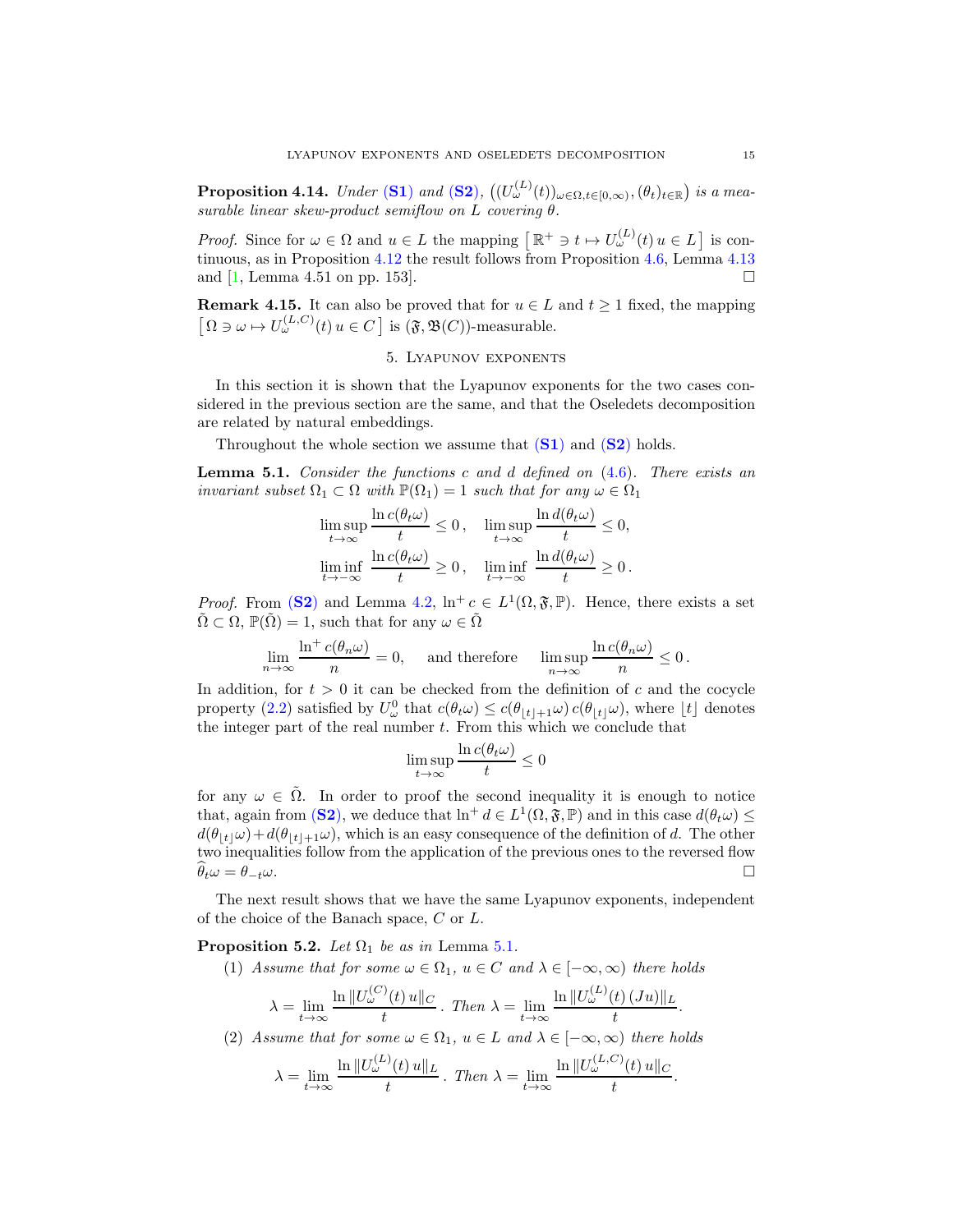**Proposition 4.14.** *Under* **(S1)** *and* **(S2)**, $\big((U^{(L)}_\omega(t))_{\omega\in\Omega,t\in[0,\infty)},(\theta_t)_{t\in\mathbb{R}}\big)$ *is a measurable linear skew-product semiflow on* $L$ *covering* $\theta$.

*Proof.* Since for $\omega \in \Omega$ and $u \in L$ the mapping $\big[\,\mathbb{R}^+ \ni t \mapsto U^{(L)}_\omega(t)\,u \in L\,\big]$ is continuous, as in Proposition 4.12 the result follows from Proposition 4.6, Lemma 4.13 and [1, Lemma 4.51 on pp. 153]. $\square$

**Remark 4.15.** It can also be proved that for $u \in L$ and $t \geq 1$ fixed, the mapping $\big[\,\Omega \ni \omega \mapsto U^{(L,C)}_\omega(t)\,u \in C\,\big]$ is $(\mathfrak{F},\mathfrak{B}(C))$-measurable.

## 5. Lyapunov exponents

In this section it is shown that the Lyapunov exponents for the two cases considered in the previous section are the same, and that the Oseledets decomposition are related by natural embeddings.

Throughout the whole section we assume that **(S1)** and **(S2)** holds.

**Lemma 5.1.** *Consider the functions* $c$ *and* $d$ *defined on* (4.6). *There exists an invariant subset* $\Omega_1 \subset \Omega$ *with* $\mathbb{P}(\Omega_1) = 1$ *such that for any* $\omega \in \Omega_1$

$$\limsup_{t\to\infty} \frac{\ln c(\theta_t\omega)}{t} \leq 0\,, \quad \limsup_{t\to\infty} \frac{\ln d(\theta_t\omega)}{t} \leq 0,$$
$$\liminf_{t\to-\infty} \frac{\ln c(\theta_t\omega)}{t} \geq 0\,, \quad \liminf_{t\to-\infty} \frac{\ln d(\theta_t\omega)}{t} \geq 0\,.$$

*Proof.* From **(S2)** and Lemma 4.2, $\ln^+ c \in L^1(\Omega,\mathfrak{F},\mathbb{P})$. Hence, there exists a set $\tilde\Omega \subset \Omega$, $\mathbb{P}(\tilde\Omega) = 1$, such that for any $\omega \in \tilde\Omega$

$$\lim_{n\to\infty} \frac{\ln^+ c(\theta_n\omega)}{n} = 0, \quad \text{ and therefore } \quad \limsup_{n\to\infty} \frac{\ln c(\theta_n\omega)}{n} \leq 0\,.$$

In addition, for $t > 0$ it can be checked from the definition of $c$ and the cocycle property (2.2) satisfied by $U^0_\omega$ that $c(\theta_t\omega) \leq c(\theta_{\lfloor t\rfloor+1}\omega)\,c(\theta_{\lfloor t\rfloor}\omega)$, where $\lfloor t\rfloor$ denotes the integer part of the real number $t$. From this which we conclude that

$$\limsup_{t\to\infty} \frac{\ln c(\theta_t\omega)}{t} \leq 0$$

for any $\omega \in \tilde\Omega$. In order to proof the second inequality it is enough to notice that, again from **(S2)**, we deduce that $\ln^+ d \in L^1(\Omega,\mathfrak{F},\mathbb{P})$ and in this case $d(\theta_t\omega) \leq d(\theta_{\lfloor t\rfloor}\omega) + d(\theta_{\lfloor t\rfloor+1}\omega)$, which is an easy consequence of the definition of $d$. The other two inequalities follow from the application of the previous ones to the reversed flow $\widehat{\theta}_t\omega = \theta_{-t}\omega$. $\square$

The next result shows that we have the same Lyapunov exponents, independent of the choice of the Banach space, $C$ or $L$.

**Proposition 5.2.** *Let* $\Omega_1$ *be as in* Lemma 5.1.

(1) *Assume that for some* $\omega \in \Omega_1$, $u \in C$ *and* $\lambda \in [-\infty,\infty)$ *there holds*
$$\lambda = \lim_{t\to\infty} \frac{\ln\|U^{(C)}_\omega(t)\,u\|_C}{t}\,. \text{ Then } \lambda = \lim_{t\to\infty} \frac{\ln\|U^{(L)}_\omega(t)\,(Ju)\|_L}{t}.$$

(2) *Assume that for some* $\omega \in \Omega_1$, $u \in L$ *and* $\lambda \in [-\infty,\infty)$ *there holds*
$$\lambda = \lim_{t\to\infty} \frac{\ln\|U^{(L)}_\omega(t)\,u\|_L}{t}\,. \text{ Then } \lambda = \lim_{t\to\infty} \frac{\ln\|U^{(L,C)}_\omega(t)\,u\|_C}{t}.$$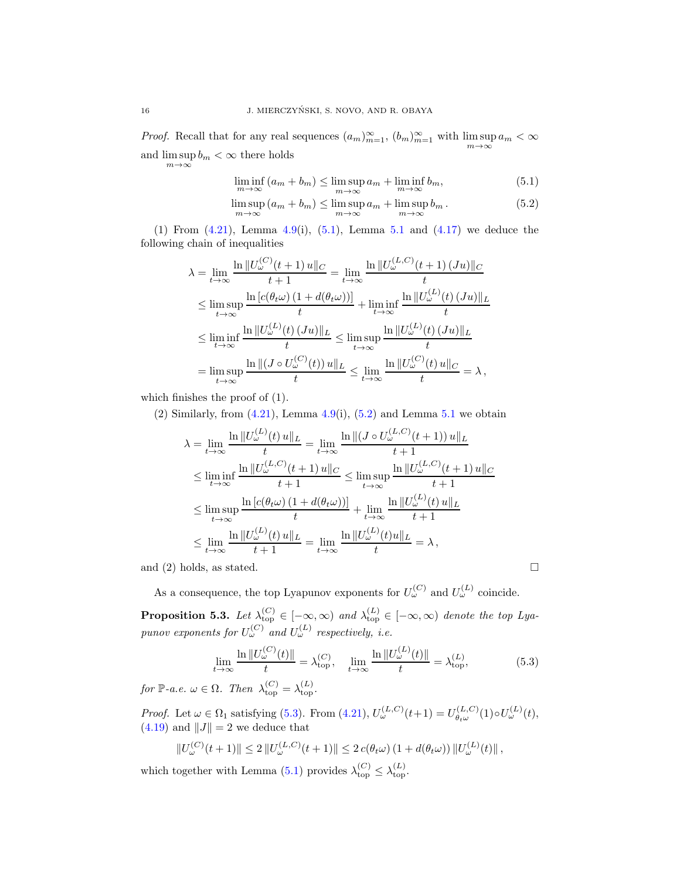*Proof.* Recall that for any real sequences $(a_m)_{m=1}^{\infty}$, $(b_m)_{m=1}^{\infty}$ with $\limsup_{m\to\infty} a_m < \infty$ and $\limsup_{m\to\infty} b_m < \infty$ there holds

$$\liminf_{m\to\infty} (a_m + b_m) \le \limsup_{m\to\infty} a_m + \liminf_{m\to\infty} b_m, \tag{5.1}$$

$$\limsup_{m\to\infty} (a_m + b_m) \le \limsup_{m\to\infty} a_m + \limsup_{m\to\infty} b_m. \tag{5.2}$$

(1) From (4.21), Lemma 4.9(i), (5.1), Lemma 5.1 and (4.17) we deduce the following chain of inequalities

$$\begin{aligned}
\lambda &= \lim_{t\to\infty} \frac{\ln \|U^{(C)}_{\omega}(t+1)\, u\|_C}{t+1} = \lim_{t\to\infty} \frac{\ln \|U^{(L,C)}_{\omega}(t+1)\,(Ju)\|_C}{t} \\
&\le \limsup_{t\to\infty} \frac{\ln [c(\theta_t\omega)\,(1+d(\theta_t\omega))]}{t} + \liminf_{t\to\infty} \frac{\ln \|U^{(L)}_{\omega}(t)\,(Ju)\|_L}{t} \\
&\le \liminf_{t\to\infty} \frac{\ln \|U^{(L)}_{\omega}(t)\,(Ju)\|_L}{t} \le \limsup_{t\to\infty} \frac{\ln \|U^{(L)}_{\omega}(t)\,(Ju)\|_L}{t} \\
&= \limsup_{t\to\infty} \frac{\ln \|(J\circ U^{(C)}_{\omega}(t))\, u\|_L}{t} \le \lim_{t\to\infty} \frac{\ln \|U^{(C)}_{\omega}(t)\, u\|_C}{t} = \lambda\,,
\end{aligned}$$

which finishes the proof of (1).

(2) Similarly, from (4.21), Lemma 4.9(i), (5.2) and Lemma 5.1 we obtain

$$\begin{aligned}
\lambda &= \lim_{t\to\infty} \frac{\ln \|U^{(L)}_{\omega}(t)\, u\|_L}{t} = \lim_{t\to\infty} \frac{\ln \|(J\circ U^{(L,C)}_{\omega}(t+1))\, u\|_L}{t+1} \\
&\le \liminf_{t\to\infty} \frac{\ln \|U^{(L,C)}_{\omega}(t+1)\, u\|_C}{t+1} \le \limsup_{t\to\infty} \frac{\ln \|U^{(L,C)}_{\omega}(t+1)\, u\|_C}{t+1} \\
&\le \limsup_{t\to\infty} \frac{\ln [c(\theta_t\omega)\,(1+d(\theta_t\omega))]}{t} + \lim_{t\to\infty} \frac{\ln \|U^{(L)}_{\omega}(t)\, u\|_L}{t+1} \\
&\le \lim_{t\to\infty} \frac{\ln \|U^{(L)}_{\omega}(t)\, u\|_L}{t+1} = \lim_{t\to\infty} \frac{\ln \|U^{(L)}_{\omega}(t) u\|_L}{t} = \lambda\,,
\end{aligned}$$

and (2) holds, as stated. $\square$

As a consequence, the top Lyapunov exponents for $U^{(C)}_{\omega}$ and $U^{(L)}_{\omega}$ coincide.

**Proposition 5.3.** *Let $\lambda^{(C)}_{\rm top} \in [-\infty,\infty)$ and $\lambda^{(L)}_{\rm top} \in [-\infty,\infty)$ denote the top Lyapunov exponents for $U^{(C)}_{\omega}$ and $U^{(L)}_{\omega}$ respectively, i.e.*

$$\lim_{t\to\infty} \frac{\ln \|U^{(C)}_{\omega}(t)\|}{t} = \lambda^{(C)}_{\rm top}, \quad \lim_{t\to\infty} \frac{\ln \|U^{(L)}_{\omega}(t)\|}{t} = \lambda^{(L)}_{\rm top}, \tag{5.3}$$

*for $\mathbb{P}$-a.e. $\omega\in\Omega$. Then $\lambda^{(C)}_{\rm top} = \lambda^{(L)}_{\rm top}$.*

*Proof.* Let $\omega\in\Omega_1$ satisfying (5.3). From (4.21), $U^{(L,C)}_{\omega}(t+1) = U^{(L,C)}_{\theta_t\omega}(1)\circ U^{(L)}_{\omega}(t)$, (4.19) and $\|J\| = 2$ we deduce that

$$\|U^{(C)}_{\omega}(t+1)\| \le 2\,\|U^{(L,C)}_{\omega}(t+1)\| \le 2\,c(\theta_t\omega)\,(1+d(\theta_t\omega))\,\|U^{(L)}_{\omega}(t)\|\,,$$

which together with Lemma (5.1) provides $\lambda^{(C)}_{\rm top} \le \lambda^{(L)}_{\rm top}$.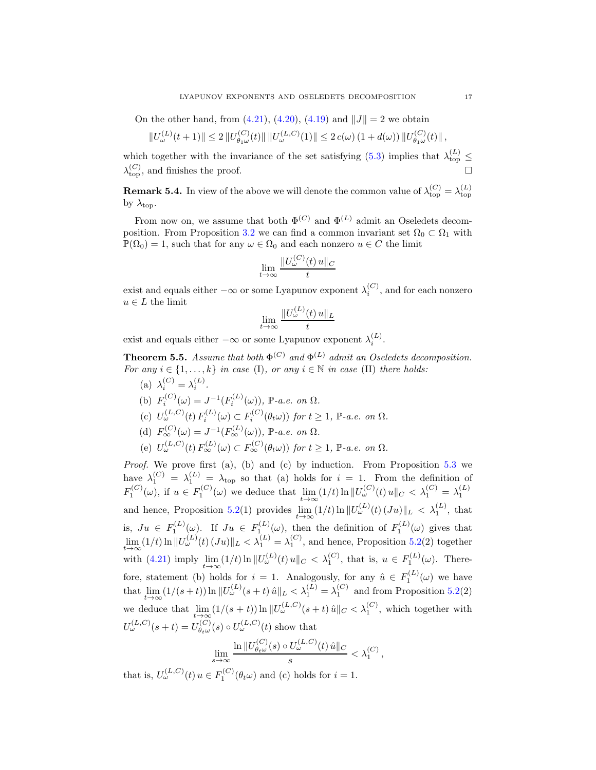On the other hand, from (4.21), (4.20), (4.19) and $\|J\| = 2$ we obtain

$$\|U^{(L)}_{\omega}(t+1)\| \le 2\, \|U^{(C)}_{\theta_1\omega}(t)\|\, \|U^{(L,C)}_{\omega}(1)\| \le 2\, c(\omega)\, (1 + d(\omega))\, \|U^{(C)}_{\theta_1\omega}(t)\|\,,$$

which together with the invariance of the set satisfying (5.3) implies that $\lambda^{(L)}_{\rm top} \le \lambda^{(C)}_{\rm top}$, and finishes the proof. $\square$

**Remark 5.4.** In view of the above we will denote the common value of $\lambda^{(C)}_{\rm top} = \lambda^{(L)}_{\rm top}$ by $\lambda_{\rm top}$.

From now on, we assume that both $\Phi^{(C)}$ and $\Phi^{(L)}$ admit an Oseledets decomposition. From Proposition 3.2 we can find a common invariant set $\Omega_0 \subset \Omega_1$ with $\mathbb{P}(\Omega_0) = 1$, such that for any $\omega \in \Omega_0$ and each nonzero $u \in C$ the limit

$$\lim_{t\to\infty} \frac{\|U^{(C)}_{\omega}(t)\, u\|_C}{t}$$

exist and equals either $-\infty$ or some Lyapunov exponent $\lambda^{(C)}_i$, and for each nonzero $u \in L$ the limit

$$\lim_{t\to\infty} \frac{\|U^{(L)}_{\omega}(t)\, u\|_L}{t}$$

exist and equals either $-\infty$ or some Lyapunov exponent $\lambda^{(L)}_i$.

**Theorem 5.5.** *Assume that both $\Phi^{(C)}$ and $\Phi^{(L)}$ admit an Oseledets decomposition. For any $i \in \{1, \dots, k\}$ in case* (I)*, or any $i \in \mathbb{N}$ in case* (II) *there holds:*

- (a) $\lambda^{(C)}_i = \lambda^{(L)}_i$.
- (b) $F^{(C)}_i(\omega) = J^{-1}(F^{(L)}_i(\omega))$*, $\mathbb{P}$-a.e. on $\Omega$.*
- (c) $U^{(L,C)}_{\omega}(t)\, F^{(L)}_i(\omega) \subset F^{(C)}_i(\theta_t\omega))$ *for $t \ge 1$, $\mathbb{P}$-a.e. on $\Omega$.*
- (d) $F^{(C)}_{\infty}(\omega) = J^{-1}(F^{(L)}_{\infty}(\omega))$*, $\mathbb{P}$-a.e. on $\Omega$.*
- (e) $U^{(L,C)}_{\omega}(t)\, F^{(L)}_{\infty}(\omega) \subset F^{(C)}_{\infty}(\theta_t\omega))$ *for $t \ge 1$, $\mathbb{P}$-a.e. on $\Omega$.*

*Proof.* We prove first (a), (b) and (c) by induction. From Proposition 5.3 we have $\lambda^{(C)}_1 = \lambda^{(L)}_1 = \lambda_{\rm top}$ so that (a) holds for $i = 1$. From the definition of $F^{(C)}_1(\omega)$, if $u \in F^{(C)}_1(\omega)$ we deduce that $\lim\limits_{t\to\infty} (1/t) \ln \|U^{(C)}_{\omega}(t)\, u\|_C < \lambda^{(C)}_1 = \lambda^{(L)}_1$ and hence, Proposition 5.2(1) provides $\lim\limits_{t\to\infty} (1/t) \ln \|U^{(L)}_{\omega}(t)\, (Ju)\|_L < \lambda^{(L)}_1$, that is, $Ju \in F^{(L)}_1(\omega)$. If $Ju \in F^{(L)}_1(\omega)$, then the definition of $F^{(L)}_1(\omega)$ gives that $\lim\limits_{t\to\infty} (1/t) \ln \|U^{(L)}_{\omega}(t)\, (Ju)\|_L < \lambda^{(L)}_1 = \lambda^{(C)}_1$, and hence, Proposition 5.2(2) together with (4.21) imply $\lim\limits_{t\to\infty} (1/t) \ln \|U^{(L)}_{\omega}(t)\, u\|_C < \lambda^{(C)}_1$, that is, $u \in F^{(L)}_1(\omega)$. Therefore, statement (b) holds for $i = 1$. Analogously, for any $\hat u \in F^{(L)}_1(\omega)$ we have that $\lim\limits_{t\to\infty} (1/(s+t)) \ln \|U^{(L)}_{\omega}(s+t)\, \hat u\|_L < \lambda^{(L)}_1 = \lambda^{(C)}_1$ and from Proposition 5.2(2) we deduce that $\lim\limits_{t\to\infty} (1/(s+t)) \ln \|U^{(L,C)}_{\omega}(s+t)\, \hat u\|_C < \lambda^{(C)}_1$, which together with $U^{(L,C)}_{\omega}(s+t) = U^{(C)}_{\theta_t\omega}(s) \circ U^{(L,C)}_{\omega}(t)$ show that

$$\lim_{s\to\infty} \frac{\ln \|U^{(C)}_{\theta_t\omega}(s) \circ U^{(L,C)}_{\omega}(t)\, \hat u\|_C}{s} < \lambda^{(C)}_1\,,$$

that is, $U^{(L,C)}_{\omega}(t)\, u \in F^{(C)}_1(\theta_t\omega)$ and (c) holds for $i = 1$.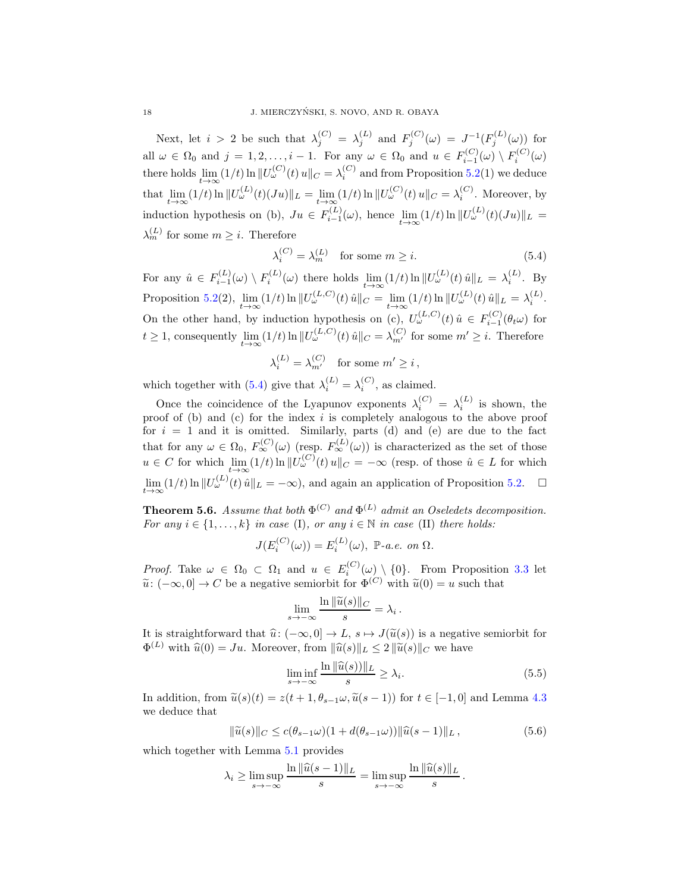Next, let $i > 2$ be such that $\lambda_j^{(C)} = \lambda_j^{(L)}$ and $F_j^{(C)}(\omega) = J^{-1}(F_j^{(L)}(\omega))$ for all $\omega \in \Omega_0$ and $j = 1, 2, \dots, i-1$. For any $\omega \in \Omega_0$ and $u \in F_{i-1}^{(C)}(\omega) \setminus F_i^{(C)}(\omega)$ there holds $\lim_{t\to\infty} (1/t) \ln \|U_\omega^{(C)}(t)\, u\|_C = \lambda_i^{(C)}$ and from Proposition 5.2(1) we deduce that $\lim_{t\to\infty} (1/t) \ln \|U_\omega^{(L)}(t)(Ju)\|_L = \lim_{t\to\infty} (1/t) \ln \|U_\omega^{(C)}(t)\, u\|_C = \lambda_i^{(C)}$. Moreover, by induction hypothesis on (b), $Ju \in F_{i-1}^{(L)}(\omega)$, hence $\lim_{t\to\infty} (1/t) \ln \|U_\omega^{(L)}(t)(Ju)\|_L = \lambda_m^{(L)}$ for some $m \geq i$. Therefore

$$\lambda_i^{(C)} = \lambda_m^{(L)} \quad \text{for some } m \geq i. \tag{5.4}$$

For any $\hat{u} \in F_{i-1}^{(L)}(\omega) \setminus F_i^{(L)}(\omega)$ there holds $\lim_{t\to\infty} (1/t) \ln \|U_\omega^{(L)}(t)\, \hat{u}\|_L = \lambda_i^{(L)}$. By Proposition 5.2(2), $\lim_{t\to\infty} (1/t) \ln \|U_\omega^{(L,C)}(t)\, \hat{u}\|_C = \lim_{t\to\infty} (1/t) \ln \|U_\omega^{(L)}(t)\, \hat{u}\|_L = \lambda_i^{(L)}$. On the other hand, by induction hypothesis on (c), $U_\omega^{(L,C)}(t)\, \hat{u} \in F_{i-1}^{(C)}(\theta_t \omega)$ for $t \geq 1$, consequently $\lim_{t\to\infty} (1/t) \ln \|U_\omega^{(L,C)}(t)\, \hat{u}\|_C = \lambda_{m'}^{(C)}$ for some $m' \geq i$. Therefore

$$\lambda_i^{(L)} = \lambda_{m'}^{(C)} \quad \text{for some } m' \geq i\,,$$

which together with (5.4) give that $\lambda_i^{(L)} = \lambda_i^{(C)}$, as claimed.

Once the coincidence of the Lyapunov exponents $\lambda_i^{(C)} = \lambda_i^{(L)}$ is shown, the proof of (b) and (c) for the index $i$ is completely analogous to the above proof for $i = 1$ and it is omitted. Similarly, parts (d) and (e) are due to the fact that for any $\omega \in \Omega_0$, $F_\infty^{(C)}(\omega)$ (resp. $F_\infty^{(L)}(\omega)$) is characterized as the set of those $u \in C$ for which $\lim_{t\to\infty} (1/t) \ln \|U_\omega^{(C)}(t)\, u\|_C = -\infty$ (resp. of those $\hat{u} \in L$ for which $\lim_{t\to\infty} (1/t) \ln \|U_\omega^{(L)}(t)\, \hat{u}\|_L = -\infty$), and again an application of Proposition 5.2. $\square$

**Theorem 5.6.** *Assume that both $\Phi^{(C)}$ and $\Phi^{(L)}$ admit an Oseledets decomposition. For any $i \in \{1, \dots, k\}$ in case* (I)*, or any $i \in \mathbb{N}$ in case* (II) *there holds:*

$$J(E_i^{(C)}(\omega)) = E_i^{(L)}(\omega),\ \mathbb{P}\text{-a.e. on } \Omega.$$

*Proof.* Take $\omega \in \Omega_0 \subset \Omega_1$ and $u \in E_i^{(C)}(\omega) \setminus \{0\}$. From Proposition 3.3 let $\widetilde{u}\colon (-\infty, 0] \to C$ be a negative semiorbit for $\Phi^{(C)}$ with $\widetilde{u}(0) = u$ such that

$$\lim_{s\to-\infty} \frac{\ln \|\widetilde{u}(s)\|_C}{s} = \lambda_i\,.$$

It is straightforward that $\widehat{u}\colon (-\infty, 0] \to L$, $s \mapsto J(\widetilde{u}(s))$ is a negative semiorbit for $\Phi^{(L)}$ with $\widehat{u}(0) = Ju$. Moreover, from $\|\widehat{u}(s)\|_L \leq 2\, \|\widetilde{u}(s)\|_C$ we have

$$\liminf_{s\to-\infty} \frac{\ln \|\widehat{u}(s))\|_L}{s} \geq \lambda_i. \tag{5.5}$$

In addition, from $\widetilde{u}(s)(t) = z(t+1, \theta_{s-1}\omega, \widetilde{u}(s-1))$ for $t \in [-1, 0]$ and Lemma 4.3 we deduce that

$$\|\widetilde{u}(s)\|_C \leq c(\theta_{s-1}\omega)(1 + d(\theta_{s-1}\omega)) \|\widehat{u}(s-1)\|_L\,, \tag{5.6}$$

which together with Lemma 5.1 provides

$$\lambda_i \geq \limsup_{s\to-\infty} \frac{\ln \|\widehat{u}(s-1)\|_L}{s} = \limsup_{s\to-\infty} \frac{\ln \|\widehat{u}(s)\|_L}{s}\,.$$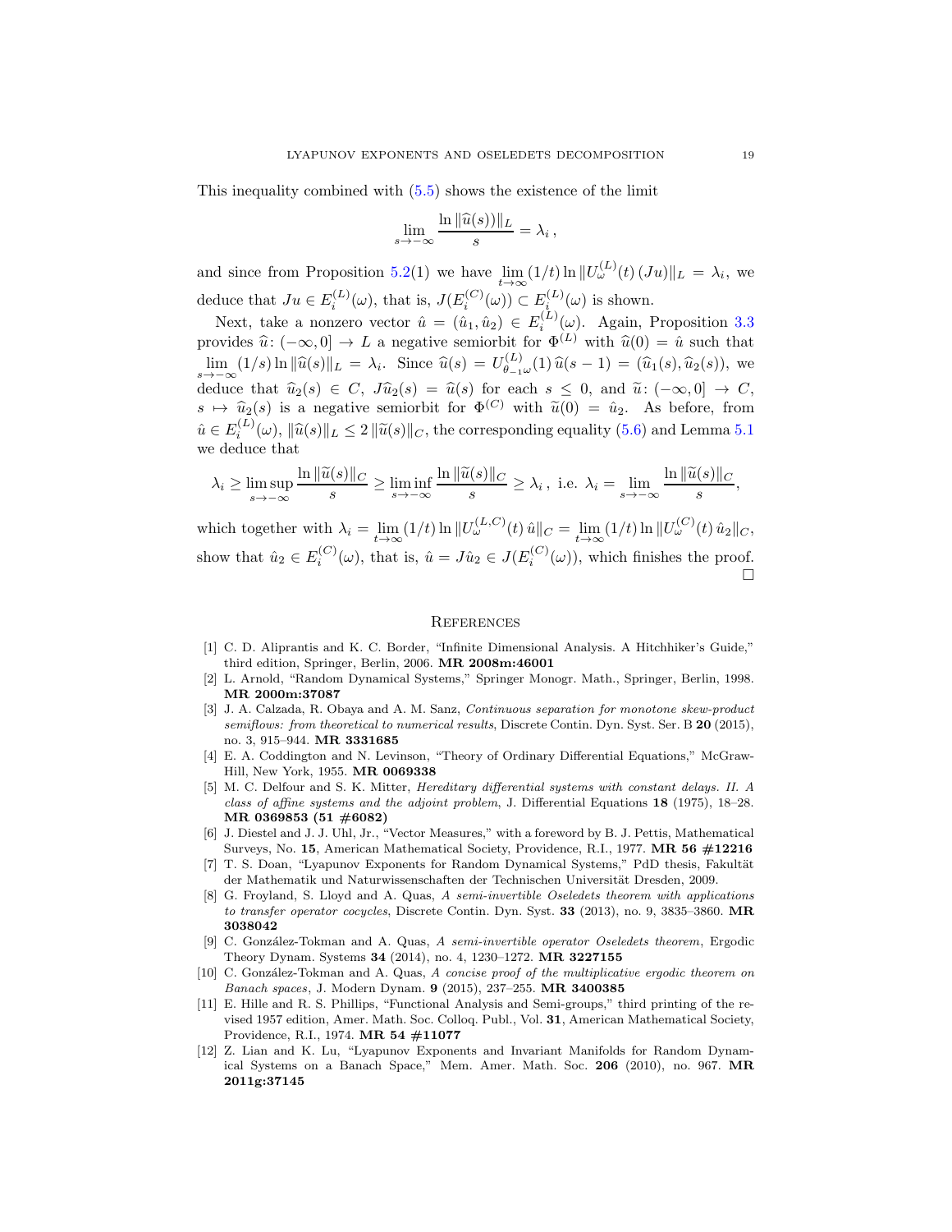This inequality combined with (5.5) shows the existence of the limit

$$\lim_{s\to-\infty} \frac{\ln \|\widehat{u}(s))\|_L}{s} = \lambda_i\,,$$

and since from Proposition 5.2(1) we have $\lim_{t\to\infty}(1/t)\ln\|U^{(L)}_\omega(t)\,(Ju)\|_L = \lambda_i$, we deduce that $Ju \in E^{(L)}_i(\omega)$, that is, $J(E^{(C)}_i(\omega)) \subset E^{(L)}_i(\omega)$ is shown.

Next, take a nonzero vector $\hat u = (\hat u_1, \hat u_2) \in E^{(L)}_i(\omega)$. Again, Proposition 3.3 provides $\widehat{u}\colon (-\infty, 0] \to L$ a negative semiorbit for $\Phi^{(L)}$ with $\widehat{u}(0) = \hat u$ such that $\lim_{s\to-\infty}(1/s)\ln\|\widehat{u}(s)\|_L = \lambda_i$. Since $\widehat{u}(s) = U^{(L)}_{\theta_{-1}\omega}(1)\,\widehat{u}(s-1) = (\widehat{u}_1(s), \widehat{u}_2(s))$, we deduce that $\widehat{u}_2(s) \in C$, $J\widehat{u}_2(s) = \widehat{u}(s)$ for each $s \le 0$, and $\widetilde{u}\colon (-\infty, 0] \to C$, $s \mapsto \widehat{u}_2(s)$ is a negative semiorbit for $\Phi^{(C)}$ with $\widetilde{u}(0) = \hat u_2$. As before, from $\hat u \in E^{(L)}_i(\omega)$, $\|\widehat{u}(s)\|_L \le 2\,\|\widetilde{u}(s)\|_C$, the corresponding equality (5.6) and Lemma 5.1 we deduce that

$$\lambda_i \ge \limsup_{s\to-\infty} \frac{\ln\|\widetilde{u}(s)\|_C}{s} \ge \liminf_{s\to-\infty} \frac{\ln\|\widetilde{u}(s)\|_C}{s} \ge \lambda_i\,, \text{ i.e. } \lambda_i = \lim_{s\to-\infty} \frac{\ln\|\widetilde{u}(s)\|_C}{s},$$

which together with $\lambda_i = \lim_{t\to\infty}(1/t)\ln\|U^{(L,C)}_\omega(t)\,\hat u\|_C = \lim_{t\to\infty}(1/t)\ln\|U^{(C)}_\omega(t)\,\hat u_2\|_C$, show that $\hat u_2 \in E^{(C)}_i(\omega)$, that is, $\hat u = J\hat u_2 \in J(E^{(C)}_i(\omega))$, which finishes the proof. □

## References

- [1] C. D. Aliprantis and K. C. Border, "Infinite Dimensional Analysis. A Hitchhiker's Guide," third edition, Springer, Berlin, 2006. **MR 2008m:46001**
- [2] L. Arnold, "Random Dynamical Systems," Springer Monogr. Math., Springer, Berlin, 1998. **MR 2000m:37087**
- [3] J. A. Calzada, R. Obaya and A. M. Sanz, *Continuous separation for monotone skew-product semiflows: from theoretical to numerical results*, Discrete Contin. Dyn. Syst. Ser. B **20** (2015), no. 3, 915–944. **MR 3331685**
- [4] E. A. Coddington and N. Levinson, "Theory of Ordinary Differential Equations," McGraw-Hill, New York, 1955. **MR 0069338**
- [5] M. C. Delfour and S. K. Mitter, *Hereditary differential systems with constant delays. II. A class of affine systems and the adjoint problem*, J. Differential Equations **18** (1975), 18–28. **MR 0369853 (51 #6082)**
- [6] J. Diestel and J. J. Uhl, Jr., "Vector Measures," with a foreword by B. J. Pettis, Mathematical Surveys, No. **15**, American Mathematical Society, Providence, R.I., 1977. **MR 56 #12216**
- [7] T. S. Doan, "Lyapunov Exponents for Random Dynamical Systems," PdD thesis, Fakultät der Mathematik und Naturwissenschaften der Technischen Universität Dresden, 2009.
- [8] G. Froyland, S. Lloyd and A. Quas, *A semi-invertible Oseledets theorem with applications to transfer operator cocycles*, Discrete Contin. Dyn. Syst. **33** (2013), no. 9, 3835–3860. **MR 3038042**
- [9] C. González-Tokman and A. Quas, *A semi-invertible operator Oseledets theorem*, Ergodic Theory Dynam. Systems **34** (2014), no. 4, 1230–1272. **MR 3227155**
- [10] C. González-Tokman and A. Quas, *A concise proof of the multiplicative ergodic theorem on Banach spaces*, J. Modern Dynam. **9** (2015), 237–255. **MR 3400385**
- [11] E. Hille and R. S. Phillips, "Functional Analysis and Semi-groups," third printing of the revised 1957 edition, Amer. Math. Soc. Colloq. Publ., Vol. **31**, American Mathematical Society, Providence, R.I., 1974. **MR 54 #11077**
- [12] Z. Lian and K. Lu, "Lyapunov Exponents and Invariant Manifolds for Random Dynamical Systems on a Banach Space," Mem. Amer. Math. Soc. **206** (2010), no. 967. **MR 2011g:37145**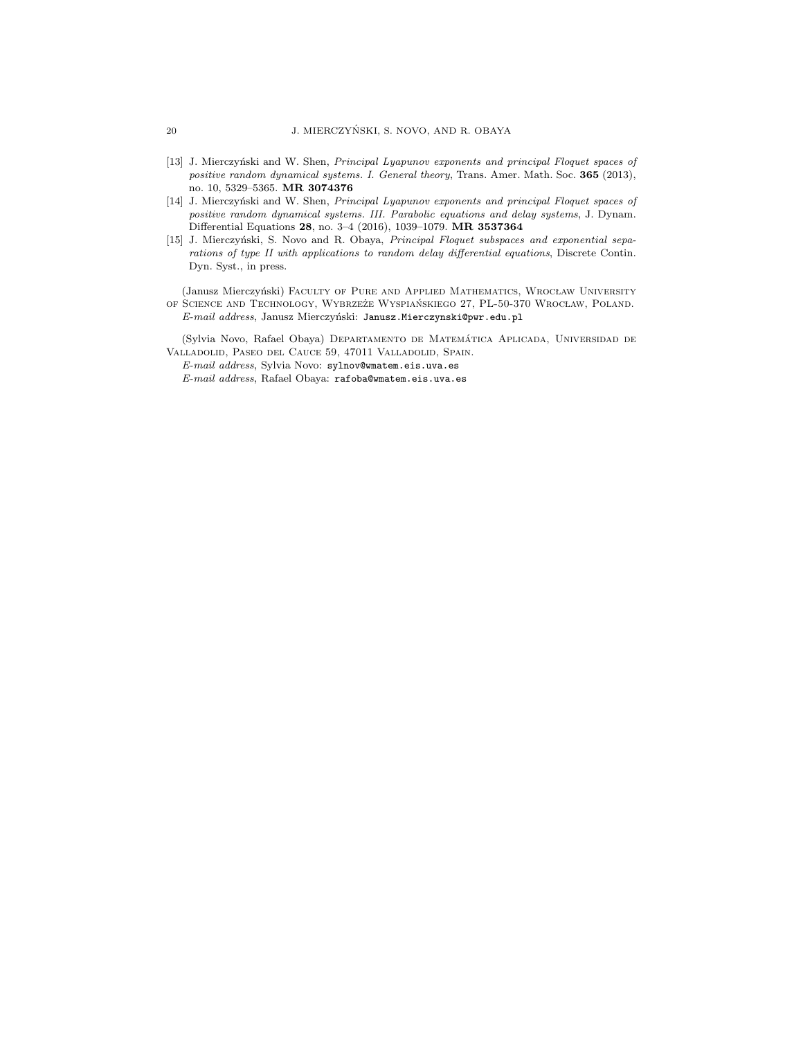[13] J. Mierczyński and W. Shen, *Principal Lyapunov exponents and principal Floquet spaces of positive random dynamical systems. I. General theory*, Trans. Amer. Math. Soc. **365** (2013), no. 10, 5329–5365. **MR 3074376**

[14] J. Mierczyński and W. Shen, *Principal Lyapunov exponents and principal Floquet spaces of positive random dynamical systems. III. Parabolic equations and delay systems*, J. Dynam. Differential Equations **28**, no. 3–4 (2016), 1039–1079. **MR 3537364**

[15] J. Mierczyński, S. Novo and R. Obaya, *Principal Floquet subspaces and exponential separations of type II with applications to random delay differential equations*, Discrete Contin. Dyn. Syst., in press.

(Janusz Mierczyński) Faculty of Pure and Applied Mathematics, Wrocław University of Science and Technology, Wybrzeże Wyspiańskiego 27, PL-50-370 Wrocław, Poland.
*E-mail address*, Janusz Mierczyński: `Janusz.Mierczynski@pwr.edu.pl`

(Sylvia Novo, Rafael Obaya) Departamento de Matemática Aplicada, Universidad de Valladolid, Paseo del Cauce 59, 47011 Valladolid, Spain.
*E-mail address*, Sylvia Novo: `sylnov@wmatem.eis.uva.es`
*E-mail address*, Rafael Obaya: `rafoba@wmatem.eis.uva.es`